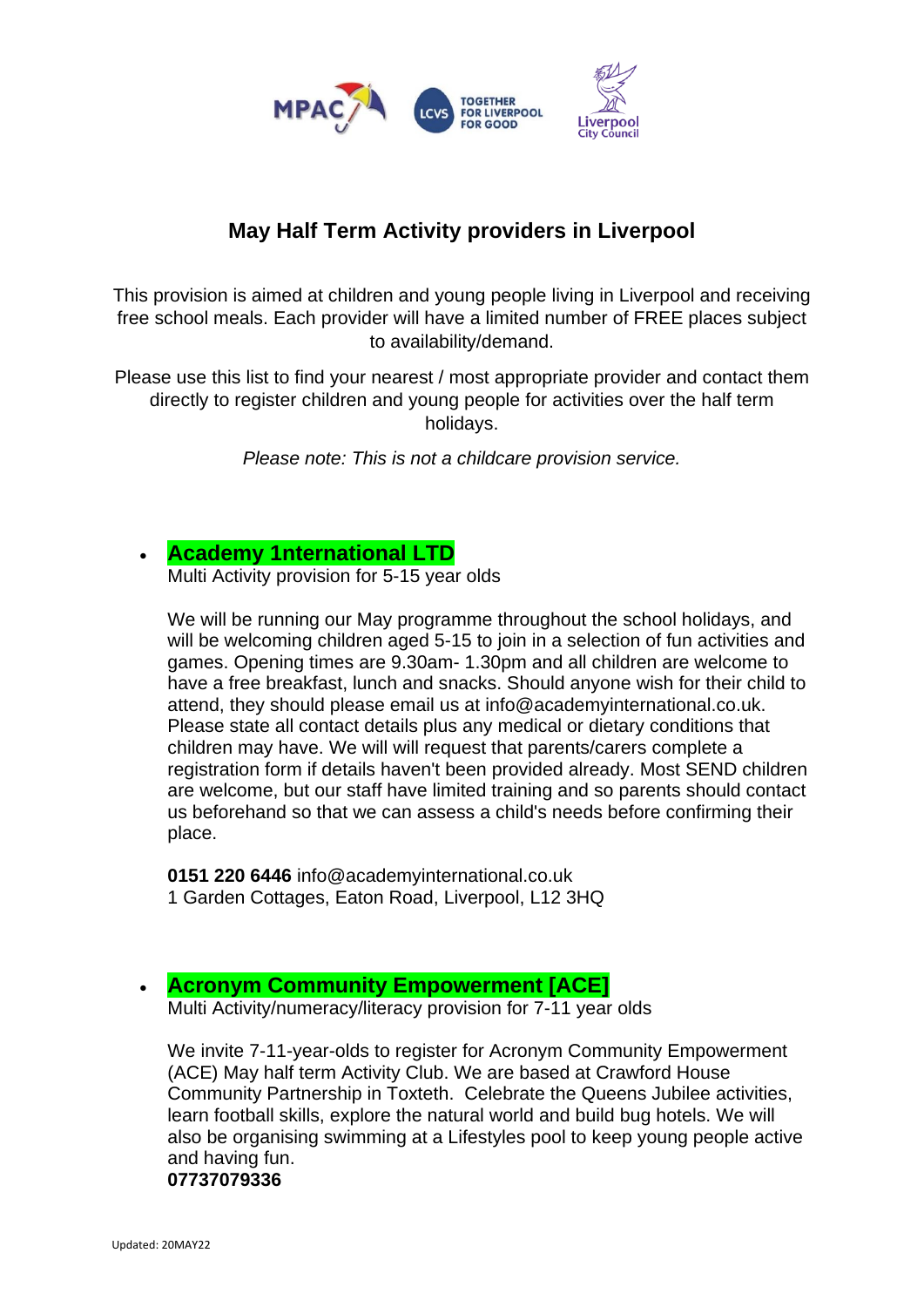# May Half Term Activity providers in Liverpool

This provision is aimed at children and young people living in Liverpool and receiving free school meals. Each provider will have a limited number of FREE places subject to availability/demand.

Please use this list to find your nearest / most appropriate provider and contact them directly to register children and young people for activities over the half term holidays.

*Please note: This is not a childcare provision service.*

- **Academy 1nternational LTD**
  Multi Activity provision for 5-15 year olds

  We will be running our May programme throughout the school holidays, and will be welcoming children aged 5-15 to join in a selection of fun activities and games. Opening times are 9.30am- 1.30pm and all children are welcome to have a free breakfast, lunch and snacks. Should anyone wish for their child to attend, they should please email us at info@academyinternational.co.uk. Please state all contact details plus any medical or dietary conditions that children may have. We will will request that parents/carers complete a registration form if details haven't been provided already. Most SEND children are welcome, but our staff have limited training and so parents should contact us beforehand so that we can assess a child's needs before confirming their place.

  **0151 220 6446** info@academyinternational.co.uk
  1 Garden Cottages, Eaton Road, Liverpool, L12 3HQ

- **Acronym Community Empowerment [ACE]**
  Multi Activity/numeracy/literacy provision for 7-11 year olds

  We invite 7-11-year-olds to register for Acronym Community Empowerment (ACE) May half term Activity Club. We are based at Crawford House Community Partnership in Toxteth. Celebrate the Queens Jubilee activities, learn football skills, explore the natural world and build bug hotels. We will also be organising swimming at a Lifestyles pool to keep young people active and having fun.
  **07737079336**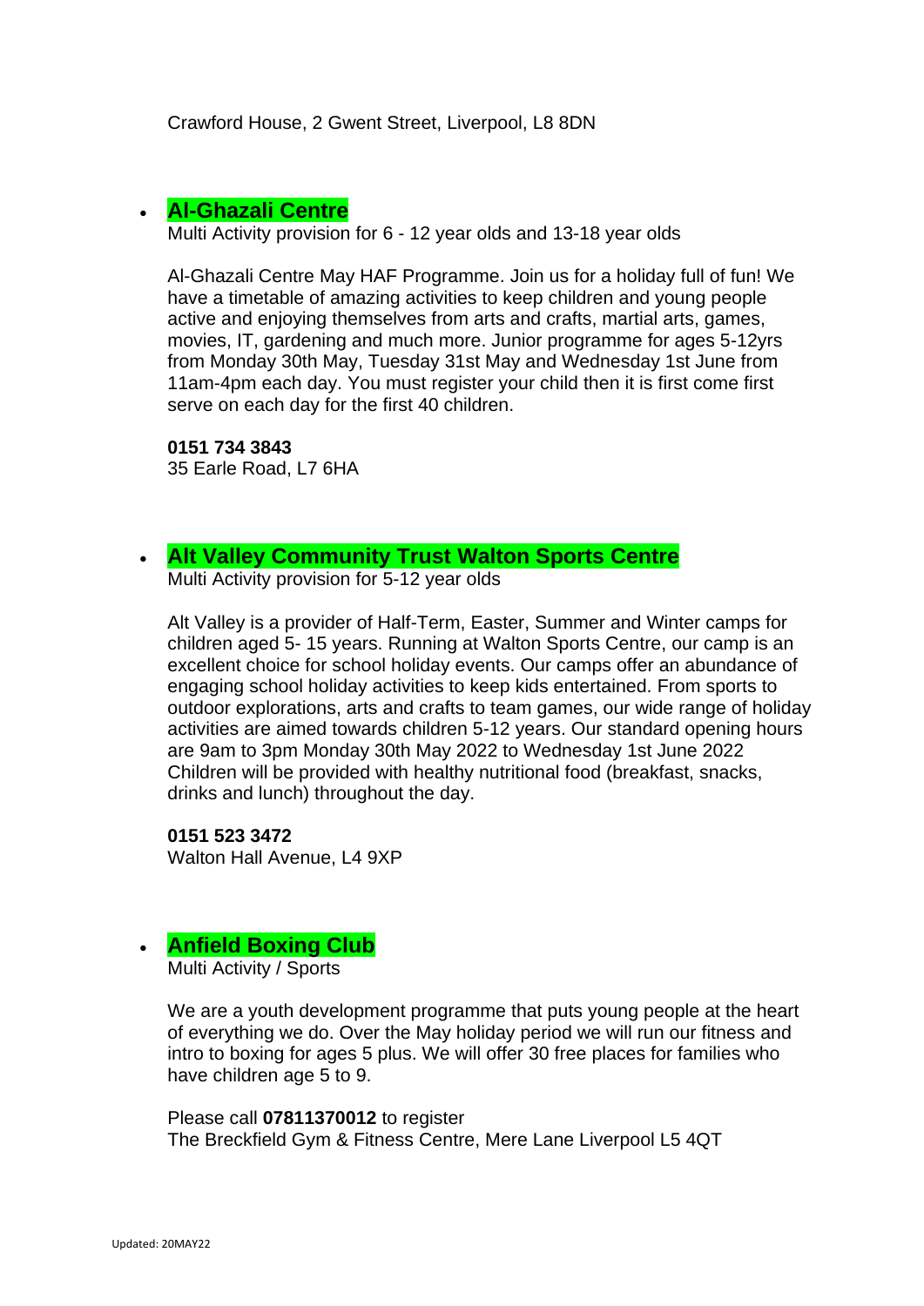Crawford House, 2 Gwent Street, Liverpool, L8 8DN

- **Al-Ghazali Centre**
  Multi Activity provision for 6 - 12 year olds and 13-18 year olds

  Al-Ghazali Centre May HAF Programme. Join us for a holiday full of fun! We have a timetable of amazing activities to keep children and young people active and enjoying themselves from arts and crafts, martial arts, games, movies, IT, gardening and much more. Junior programme for ages 5-12yrs from Monday 30th May, Tuesday 31st May and Wednesday 1st June from 11am-4pm each day. You must register your child then it is first come first serve on each day for the first 40 children.

  **0151 734 3843**
  35 Earle Road, L7 6HA

- **Alt Valley Community Trust Walton Sports Centre**
  Multi Activity provision for 5-12 year olds

  Alt Valley is a provider of Half-Term, Easter, Summer and Winter camps for children aged 5- 15 years. Running at Walton Sports Centre, our camp is an excellent choice for school holiday events. Our camps offer an abundance of engaging school holiday activities to keep kids entertained. From sports to outdoor explorations, arts and crafts to team games, our wide range of holiday activities are aimed towards children 5-12 years. Our standard opening hours are 9am to 3pm Monday 30th May 2022 to Wednesday 1st June 2022 Children will be provided with healthy nutritional food (breakfast, snacks, drinks and lunch) throughout the day.

  **0151 523 3472**
  Walton Hall Avenue, L4 9XP

- **Anfield Boxing Club**
  Multi Activity / Sports

  We are a youth development programme that puts young people at the heart of everything we do. Over the May holiday period we will run our fitness and intro to boxing for ages 5 plus. We will offer 30 free places for families who have children age 5 to 9.

  Please call **07811370012** to register
  The Breckfield Gym & Fitness Centre, Mere Lane Liverpool L5 4QT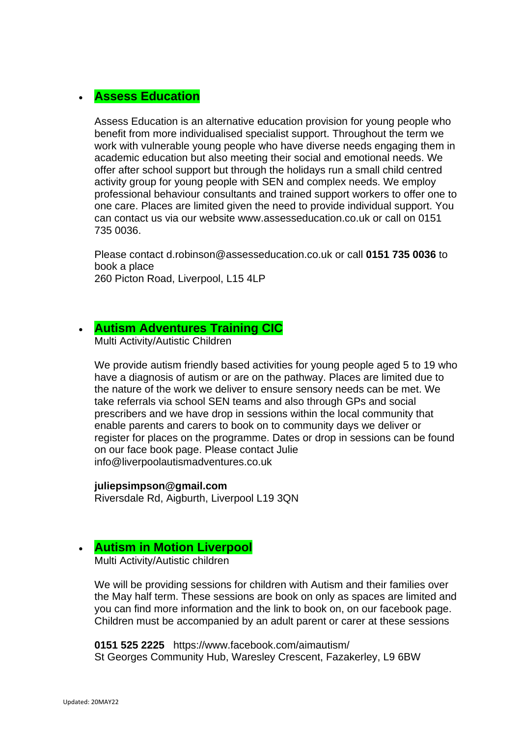- **Assess Education**

  Assess Education is an alternative education provision for young people who benefit from more individualised specialist support. Throughout the term we work with vulnerable young people who have diverse needs engaging them in academic education but also meeting their social and emotional needs. We offer after school support but through the holidays run a small child centred activity group for young people with SEN and complex needs. We employ professional behaviour consultants and trained support workers to offer one to one care. Places are limited given the need to provide individual support. You can contact us via our website www.assesseducation.co.uk or call on 0151 735 0036.

  Please contact d.robinson@assesseducation.co.uk or call **0151 735 0036** to book a place
  260 Picton Road, Liverpool, L15 4LP

- **Autism Adventures Training CIC**
  Multi Activity/Autistic Children

  We provide autism friendly based activities for young people aged 5 to 19 who have a diagnosis of autism or are on the pathway. Places are limited due to the nature of the work we deliver to ensure sensory needs can be met. We take referrals via school SEN teams and also through GPs and social prescribers and we have drop in sessions within the local community that enable parents and carers to book on to community days we deliver or register for places on the programme. Dates or drop in sessions can be found on our face book page. Please contact Julie info@liverpoolautismadventures.co.uk

  **juliepsimpson@gmail.com**
  Riversdale Rd, Aigburth, Liverpool L19 3QN

- **Autism in Motion Liverpool**
  Multi Activity/Autistic children

  We will be providing sessions for children with Autism and their families over the May half term. These sessions are book on only as spaces are limited and you can find more information and the link to book on, on our facebook page. Children must be accompanied by an adult parent or carer at these sessions

  **0151 525 2225** https://www.facebook.com/aimautism/
  St Georges Community Hub, Waresley Crescent, Fazakerley, L9 6BW

Updated: 20MAY22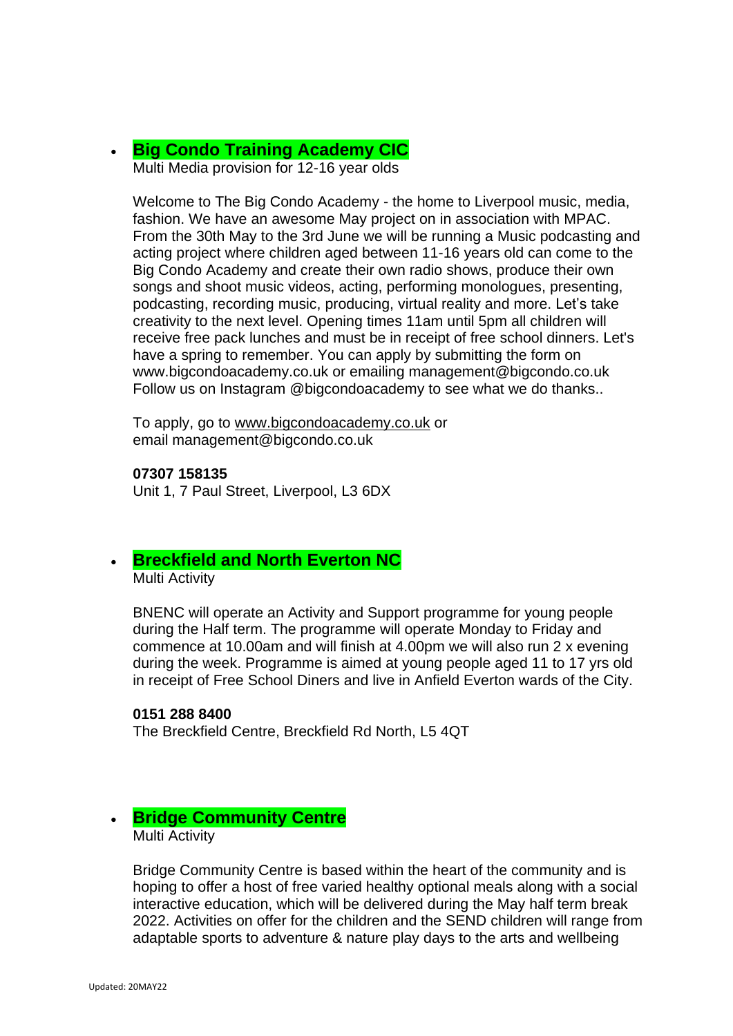- **Big Condo Training Academy CIC**
  Multi Media provision for 12-16 year olds

  Welcome to The Big Condo Academy - the home to Liverpool music, media, fashion. We have an awesome May project on in association with MPAC. From the 30th May to the 3rd June we will be running a Music podcasting and acting project where children aged between 11-16 years old can come to the Big Condo Academy and create their own radio shows, produce their own songs and shoot music videos, acting, performing monologues, presenting, podcasting, recording music, producing, virtual reality and more. Let's take creativity to the next level. Opening times 11am until 5pm all children will receive free pack lunches and must be in receipt of free school dinners. Let's have a spring to remember. You can apply by submitting the form on www.bigcondoacademy.co.uk or emailing management@bigcondo.co.uk Follow us on Instagram @bigcondoacademy to see what we do thanks..

  To apply, go to www.bigcondoacademy.co.uk or email management@bigcondo.co.uk

  **07307 158135**
  Unit 1, 7 Paul Street, Liverpool, L3 6DX

- **Breckfield and North Everton NC**
  Multi Activity

  BNENC will operate an Activity and Support programme for young people during the Half term. The programme will operate Monday to Friday and commence at 10.00am and will finish at 4.00pm we will also run 2 x evening during the week. Programme is aimed at young people aged 11 to 17 yrs old in receipt of Free School Diners and live in Anfield Everton wards of the City.

  **0151 288 8400**
  The Breckfield Centre, Breckfield Rd North, L5 4QT

- **Bridge Community Centre**
  Multi Activity

  Bridge Community Centre is based within the heart of the community and is hoping to offer a host of free varied healthy optional meals along with a social interactive education, which will be delivered during the May half term break 2022. Activities on offer for the children and the SEND children will range from adaptable sports to adventure & nature play days to the arts and wellbeing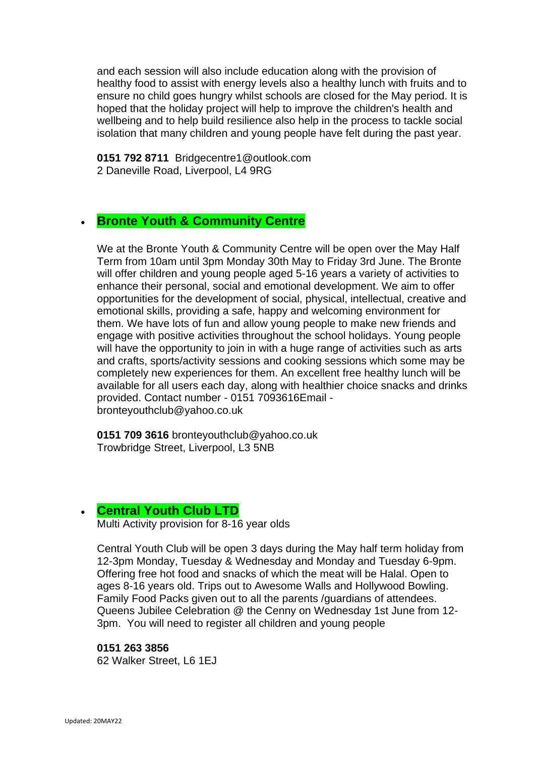and each session will also include education along with the provision of healthy food to assist with energy levels also a healthy lunch with fruits and to ensure no child goes hungry whilst schools are closed for the May period. It is hoped that the holiday project will help to improve the children's health and wellbeing and to help build resilience also help in the process to tackle social isolation that many children and young people have felt during the past year.

**0151 792 8711** Bridgecentre1@outlook.com
2 Daneville Road, Liverpool, L4 9RG

- **Bronte Youth & Community Centre**

  We at the Bronte Youth & Community Centre will be open over the May Half Term from 10am until 3pm Monday 30th May to Friday 3rd June. The Bronte will offer children and young people aged 5-16 years a variety of activities to enhance their personal, social and emotional development. We aim to offer opportunities for the development of social, physical, intellectual, creative and emotional skills, providing a safe, happy and welcoming environment for them. We have lots of fun and allow young people to make new friends and engage with positive activities throughout the school holidays. Young people will have the opportunity to join in with a huge range of activities such as arts and crafts, sports/activity sessions and cooking sessions which some may be completely new experiences for them. An excellent free healthy lunch will be available for all users each day, along with healthier choice snacks and drinks provided. Contact number - 0151 7093616Email - bronteyouthclub@yahoo.co.uk

  **0151 709 3616** bronteyouthclub@yahoo.co.uk
  Trowbridge Street, Liverpool, L3 5NB

- **Central Youth Club LTD**
  Multi Activity provision for 8-16 year olds

  Central Youth Club will be open 3 days during the May half term holiday from 12-3pm Monday, Tuesday & Wednesday and Monday and Tuesday 6-9pm. Offering free hot food and snacks of which the meat will be Halal. Open to ages 8-16 years old. Trips out to Awesome Walls and Hollywood Bowling. Family Food Packs given out to all the parents /guardians of attendees. Queens Jubilee Celebration @ the Cenny on Wednesday 1st June from 12-3pm. You will need to register all children and young people

  **0151 263 3856**
  62 Walker Street, L6 1EJ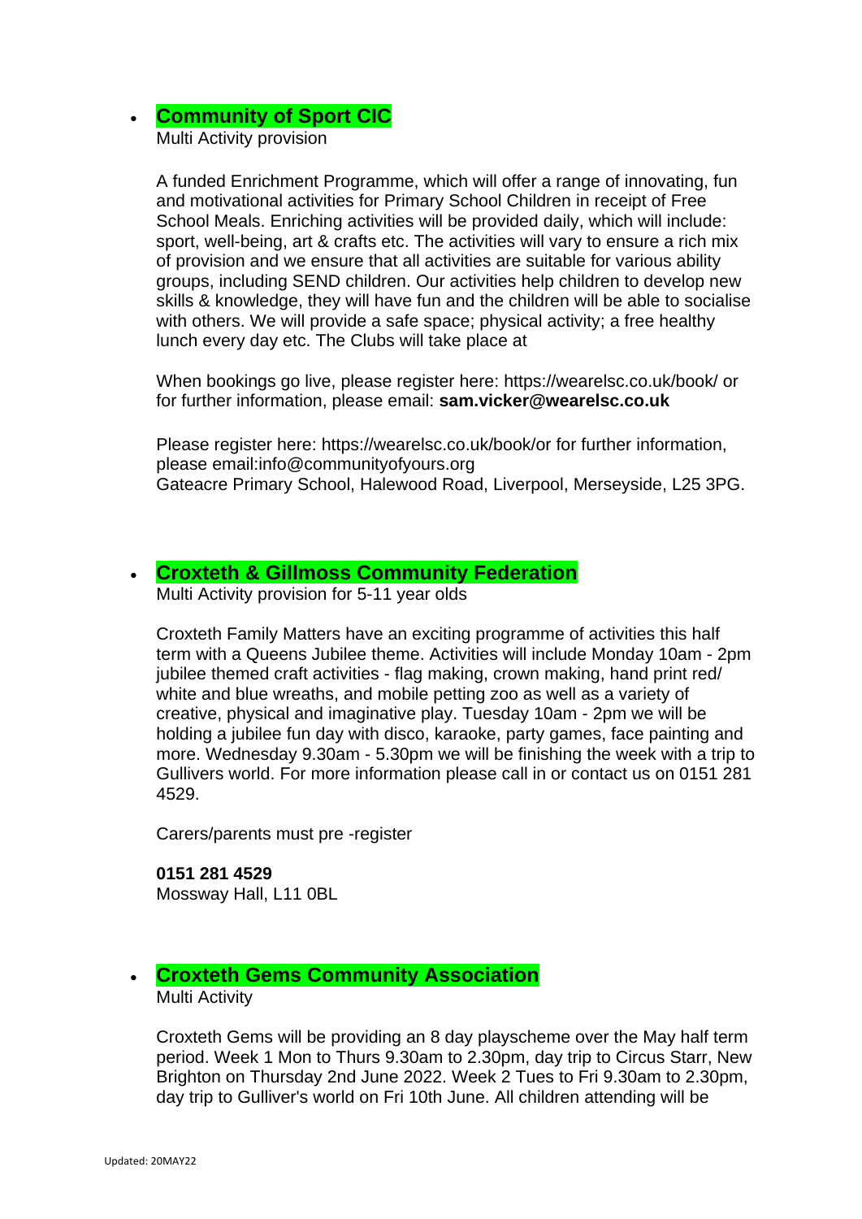- **Community of Sport CIC**

  Multi Activity provision

  A funded Enrichment Programme, which will offer a range of innovating, fun and motivational activities for Primary School Children in receipt of Free School Meals. Enriching activities will be provided daily, which will include: sport, well-being, art & crafts etc. The activities will vary to ensure a rich mix of provision and we ensure that all activities are suitable for various ability groups, including SEND children. Our activities help children to develop new skills & knowledge, they will have fun and the children will be able to socialise with others. We will provide a safe space; physical activity; a free healthy lunch every day etc. The Clubs will take place at

  When bookings go live, please register here: https://wearelsc.co.uk/book/ or for further information, please email: **sam.vicker@wearelsc.co.uk**

  Please register here: https://wearelsc.co.uk/book/or for further information, please email:info@communityofyours.org
  Gateacre Primary School, Halewood Road, Liverpool, Merseyside, L25 3PG.

- **Croxteth & Gillmoss Community Federation**

  Multi Activity provision for 5-11 year olds

  Croxteth Family Matters have an exciting programme of activities this half term with a Queens Jubilee theme. Activities will include Monday 10am - 2pm jubilee themed craft activities - flag making, crown making, hand print red/ white and blue wreaths, and mobile petting zoo as well as a variety of creative, physical and imaginative play. Tuesday 10am - 2pm we will be holding a jubilee fun day with disco, karaoke, party games, face painting and more. Wednesday 9.30am - 5.30pm we will be finishing the week with a trip to Gullivers world. For more information please call in or contact us on 0151 281 4529.

  Carers/parents must pre -register

  **0151 281 4529**
  Mossway Hall, L11 0BL

- **Croxteth Gems Community Association**

  Multi Activity

  Croxteth Gems will be providing an 8 day playscheme over the May half term period. Week 1 Mon to Thurs 9.30am to 2.30pm, day trip to Circus Starr, New Brighton on Thursday 2nd June 2022. Week 2 Tues to Fri 9.30am to 2.30pm, day trip to Gulliver's world on Fri 10th June. All children attending will be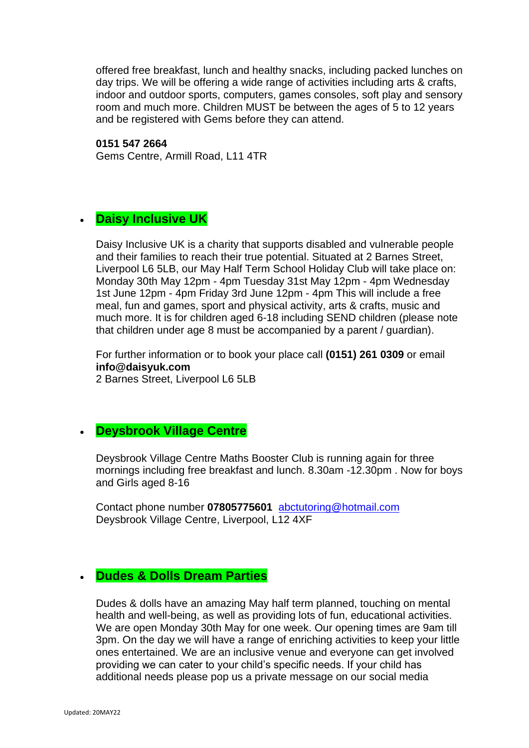offered free breakfast, lunch and healthy snacks, including packed lunches on day trips. We will be offering a wide range of activities including arts & crafts, indoor and outdoor sports, computers, games consoles, soft play and sensory room and much more. Children MUST be between the ages of 5 to 12 years and be registered with Gems before they can attend.

**0151 547 2664**
Gems Centre, Armill Road, L11 4TR

- **Daisy Inclusive UK**

  Daisy Inclusive UK is a charity that supports disabled and vulnerable people and their families to reach their true potential. Situated at 2 Barnes Street, Liverpool L6 5LB, our May Half Term School Holiday Club will take place on: Monday 30th May 12pm - 4pm Tuesday 31st May 12pm - 4pm Wednesday 1st June 12pm - 4pm Friday 3rd June 12pm - 4pm This will include a free meal, fun and games, sport and physical activity, arts & crafts, music and much more. It is for children aged 6-18 including SEND children (please note that children under age 8 must be accompanied by a parent / guardian).

  For further information or to book your place call **(0151) 261 0309** or email **info@daisyuk.com**
  2 Barnes Street, Liverpool L6 5LB

- **Deysbrook Village Centre**

  Deysbrook Village Centre Maths Booster Club is running again for three mornings including free breakfast and lunch. 8.30am -12.30pm . Now for boys and Girls aged 8-16

  Contact phone number **07805775601** abctutoring@hotmail.com
  Deysbrook Village Centre, Liverpool, L12 4XF

- **Dudes & Dolls Dream Parties**

  Dudes & dolls have an amazing May half term planned, touching on mental health and well-being, as well as providing lots of fun, educational activities. We are open Monday 30th May for one week. Our opening times are 9am till 3pm. On the day we will have a range of enriching activities to keep your little ones entertained. We are an inclusive venue and everyone can get involved providing we can cater to your child's specific needs. If your child has additional needs please pop us a private message on our social media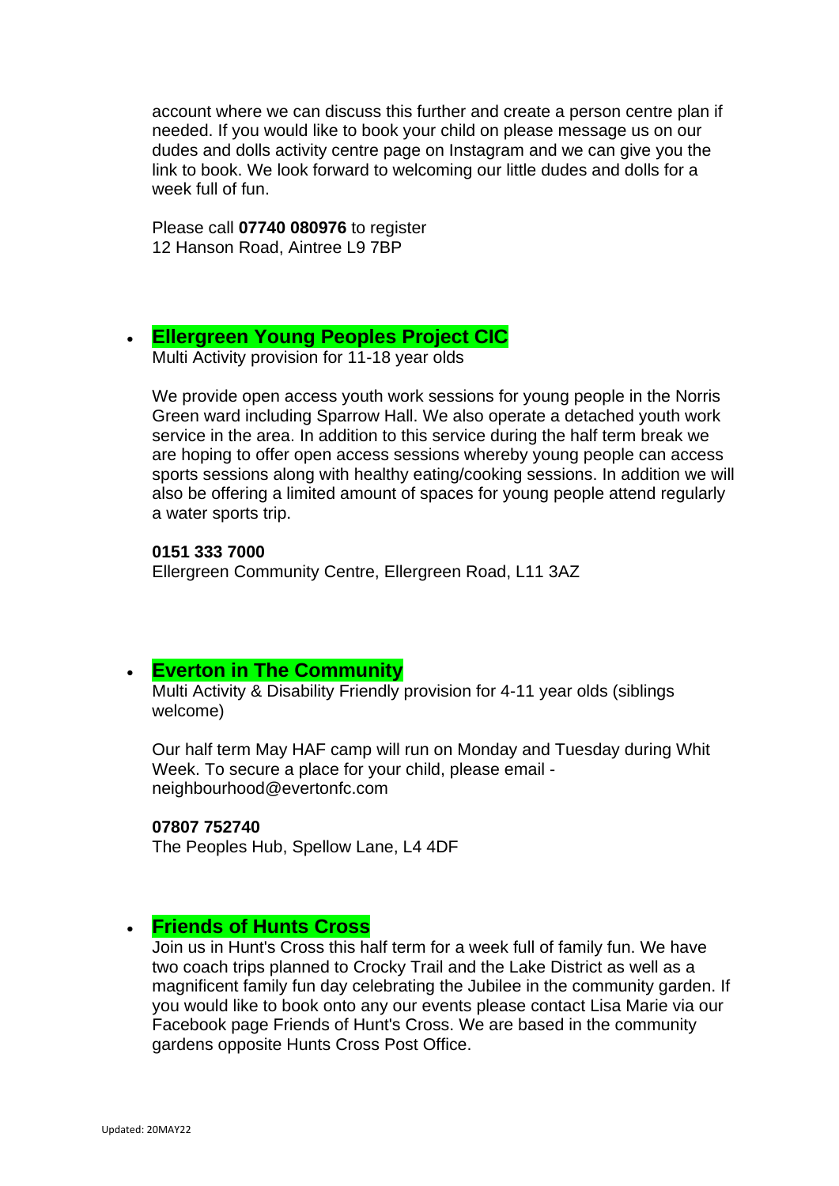account where we can discuss this further and create a person centre plan if needed. If you would like to book your child on please message us on our dudes and dolls activity centre page on Instagram and we can give you the link to book. We look forward to welcoming our little dudes and dolls for a week full of fun.

Please call **07740 080976** to register
12 Hanson Road, Aintree L9 7BP

- **Ellergreen Young Peoples Project CIC**
  Multi Activity provision for 11-18 year olds

  We provide open access youth work sessions for young people in the Norris Green ward including Sparrow Hall. We also operate a detached youth work service in the area. In addition to this service during the half term break we are hoping to offer open access sessions whereby young people can access sports sessions along with healthy eating/cooking sessions. In addition we will also be offering a limited amount of spaces for young people attend regularly a water sports trip.

  **0151 333 7000**
  Ellergreen Community Centre, Ellergreen Road, L11 3AZ

- **Everton in The Community**
  Multi Activity & Disability Friendly provision for 4-11 year olds (siblings welcome)

  Our half term May HAF camp will run on Monday and Tuesday during Whit Week. To secure a place for your child, please email - neighbourhood@evertonfc.com

  **07807 752740**
  The Peoples Hub, Spellow Lane, L4 4DF

- **Friends of Hunts Cross**
  Join us in Hunt's Cross this half term for a week full of family fun. We have two coach trips planned to Crocky Trail and the Lake District as well as a magnificent family fun day celebrating the Jubilee in the community garden. If you would like to book onto any our events please contact Lisa Marie via our Facebook page Friends of Hunt's Cross. We are based in the community gardens opposite Hunts Cross Post Office.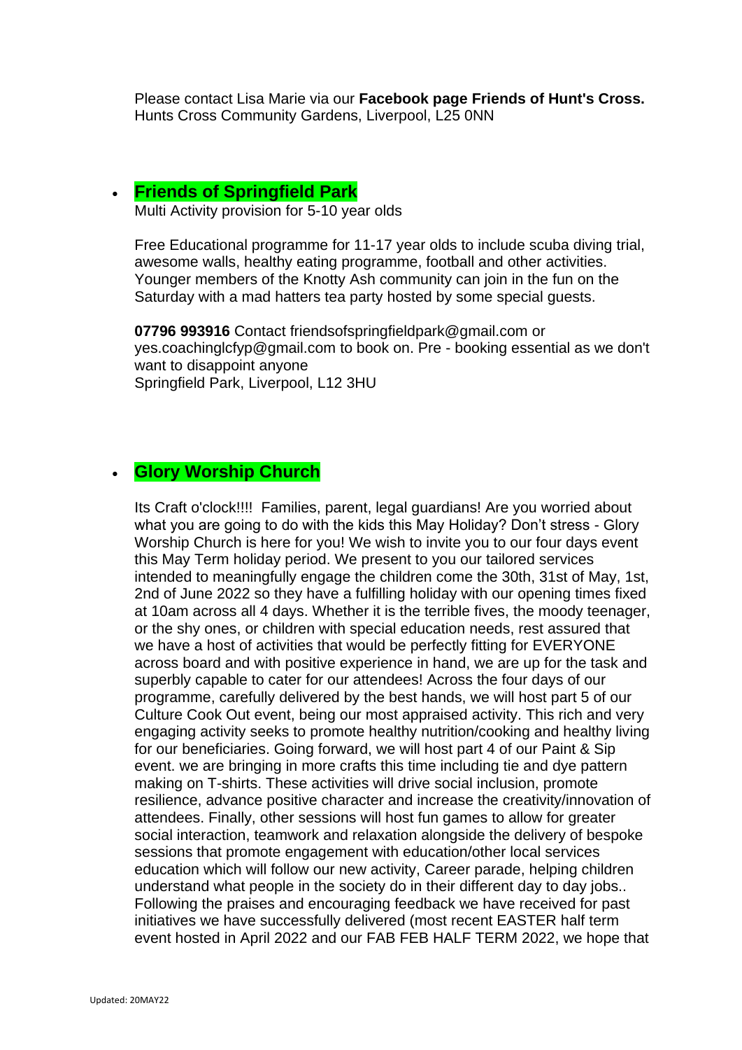Please contact Lisa Marie via our **Facebook page Friends of Hunt's Cross.**
Hunts Cross Community Gardens, Liverpool, L25 0NN

- **Friends of Springfield Park**

  Multi Activity provision for 5-10 year olds

  Free Educational programme for 11-17 year olds to include scuba diving trial, awesome walls, healthy eating programme, football and other activities. Younger members of the Knotty Ash community can join in the fun on the Saturday with a mad hatters tea party hosted by some special guests.

  **07796 993916** Contact friendsofspringfieldpark@gmail.com or yes.coachinglcfyp@gmail.com to book on. Pre - booking essential as we don't want to disappoint anyone
  Springfield Park, Liverpool, L12 3HU

- **Glory Worship Church**

  Its Craft o'clock!!!! Families, parent, legal guardians! Are you worried about what you are going to do with the kids this May Holiday? Don't stress - Glory Worship Church is here for you! We wish to invite you to our four days event this May Term holiday period. We present to you our tailored services intended to meaningfully engage the children come the 30th, 31st of May, 1st, 2nd of June 2022 so they have a fulfilling holiday with our opening times fixed at 10am across all 4 days. Whether it is the terrible fives, the moody teenager, or the shy ones, or children with special education needs, rest assured that we have a host of activities that would be perfectly fitting for EVERYONE across board and with positive experience in hand, we are up for the task and superbly capable to cater for our attendees! Across the four days of our programme, carefully delivered by the best hands, we will host part 5 of our Culture Cook Out event, being our most appraised activity. This rich and very engaging activity seeks to promote healthy nutrition/cooking and healthy living for our beneficiaries. Going forward, we will host part 4 of our Paint & Sip event. we are bringing in more crafts this time including tie and dye pattern making on T-shirts. These activities will drive social inclusion, promote resilience, advance positive character and increase the creativity/innovation of attendees. Finally, other sessions will host fun games to allow for greater social interaction, teamwork and relaxation alongside the delivery of bespoke sessions that promote engagement with education/other local services education which will follow our new activity, Career parade, helping children understand what people in the society do in their different day to day jobs.. Following the praises and encouraging feedback we have received for past initiatives we have successfully delivered (most recent EASTER half term event hosted in April 2022 and our FAB FEB HALF TERM 2022, we hope that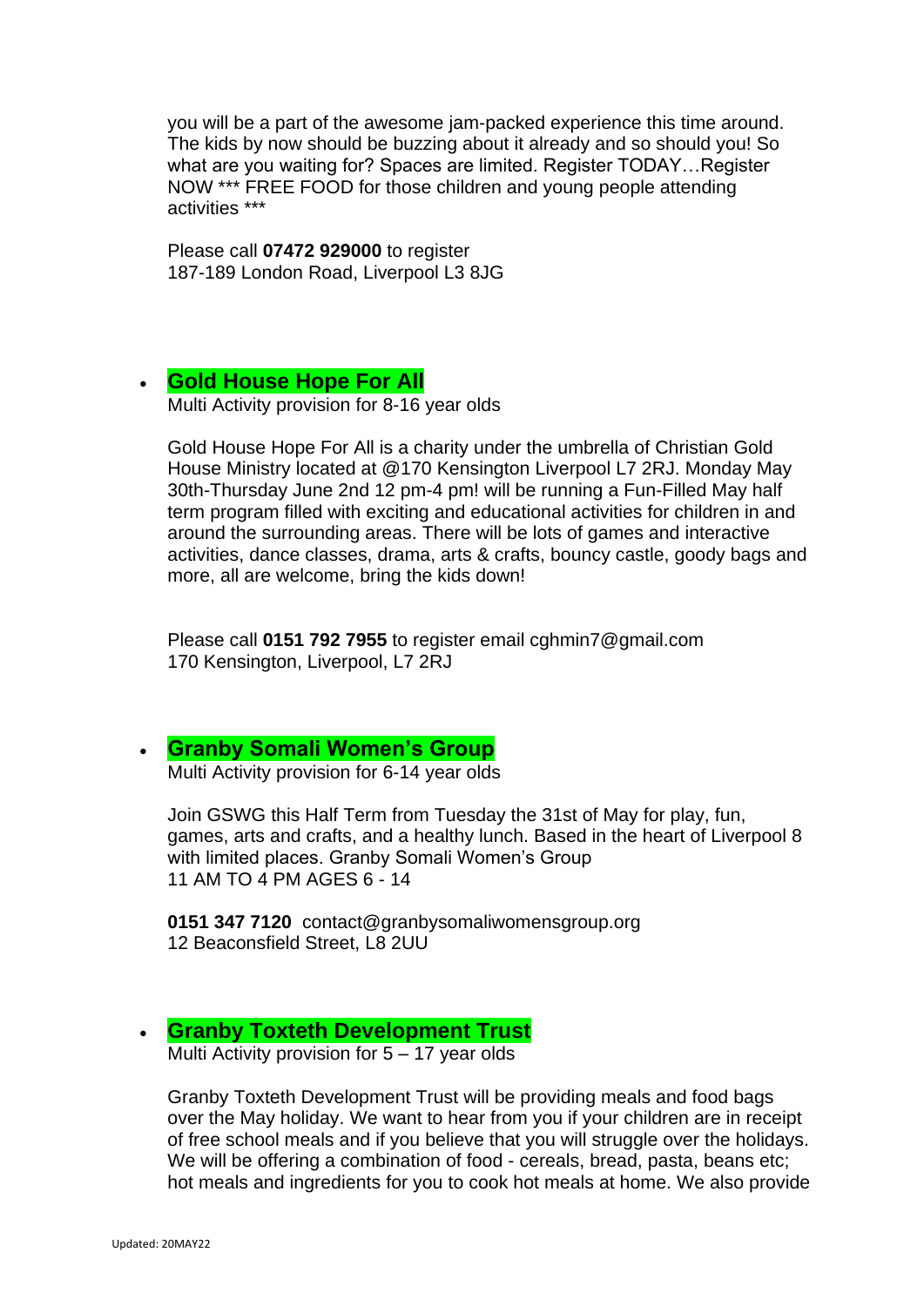you will be a part of the awesome jam-packed experience this time around. The kids by now should be buzzing about it already and so should you! So what are you waiting for? Spaces are limited. Register TODAY…Register NOW *** FREE FOOD for those children and young people attending activities ***

Please call **07472 929000** to register
187-189 London Road, Liverpool L3 8JG

- **Gold House Hope For All**
  Multi Activity provision for 8-16 year olds

  Gold House Hope For All is a charity under the umbrella of Christian Gold House Ministry located at @170 Kensington Liverpool L7 2RJ. Monday May 30th-Thursday June 2nd 12 pm-4 pm! will be running a Fun-Filled May half term program filled with exciting and educational activities for children in and around the surrounding areas. There will be lots of games and interactive activities, dance classes, drama, arts & crafts, bouncy castle, goody bags and more, all are welcome, bring the kids down!

  Please call **0151 792 7955** to register email cghmin7@gmail.com
  170 Kensington, Liverpool, L7 2RJ

- **Granby Somali Women's Group**
  Multi Activity provision for 6-14 year olds

  Join GSWG this Half Term from Tuesday the 31st of May for play, fun, games, arts and crafts, and a healthy lunch. Based in the heart of Liverpool 8 with limited places. Granby Somali Women's Group
  11 AM TO 4 PM AGES 6 - 14

  **0151 347 7120** contact@granbysomaliwomensgroup.org
  12 Beaconsfield Street, L8 2UU

- **Granby Toxteth Development Trust**
  Multi Activity provision for 5 – 17 year olds

  Granby Toxteth Development Trust will be providing meals and food bags over the May holiday. We want to hear from you if your children are in receipt of free school meals and if you believe that you will struggle over the holidays. We will be offering a combination of food - cereals, bread, pasta, beans etc; hot meals and ingredients for you to cook hot meals at home. We also provide

Updated: 20MAY22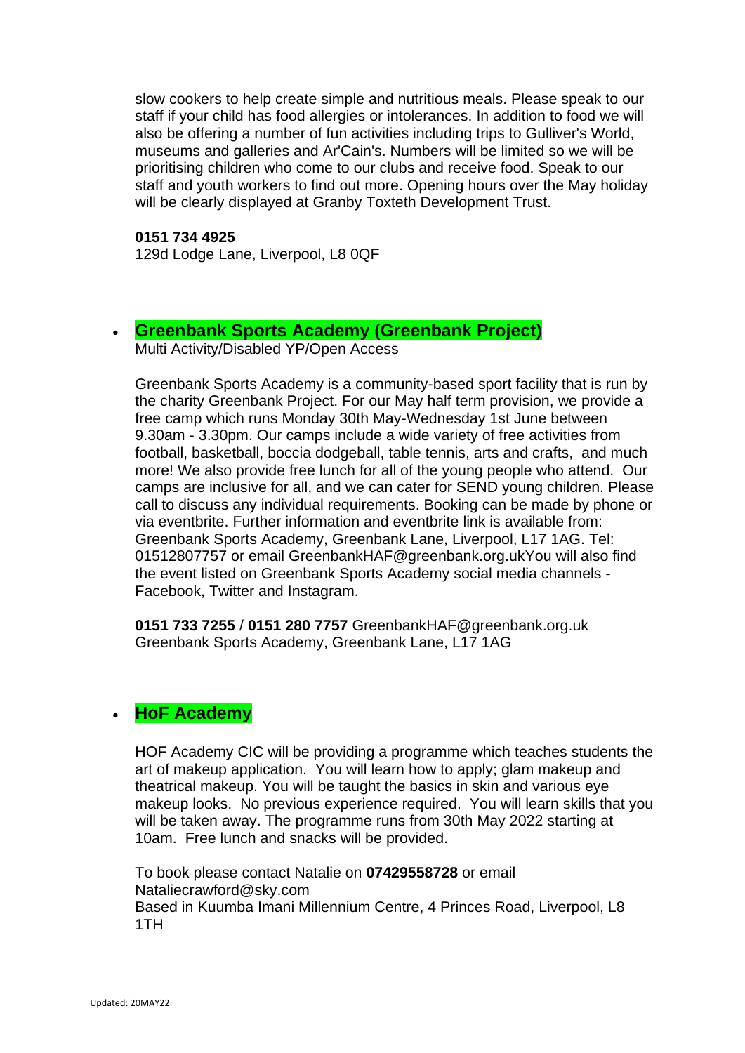slow cookers to help create simple and nutritious meals. Please speak to our staff if your child has food allergies or intolerances. In addition to food we will also be offering a number of fun activities including trips to Gulliver's World, museums and galleries and Ar'Cain's. Numbers will be limited so we will be prioritising children who come to our clubs and receive food. Speak to our staff and youth workers to find out more. Opening hours over the May holiday will be clearly displayed at Granby Toxteth Development Trust.

**0151 734 4925**
129d Lodge Lane, Liverpool, L8 0QF

- **Greenbank Sports Academy (Greenbank Project)**
  Multi Activity/Disabled YP/Open Access

  Greenbank Sports Academy is a community-based sport facility that is run by the charity Greenbank Project. For our May half term provision, we provide a free camp which runs Monday 30th May-Wednesday 1st June between 9.30am - 3.30pm. Our camps include a wide variety of free activities from football, basketball, boccia dodgeball, table tennis, arts and crafts, and much more! We also provide free lunch for all of the young people who attend. Our camps are inclusive for all, and we can cater for SEND young children. Please call to discuss any individual requirements. Booking can be made by phone or via eventbrite. Further information and eventbrite link is available from: Greenbank Sports Academy, Greenbank Lane, Liverpool, L17 1AG. Tel: 01512807757 or email GreenbankHAF@greenbank.org.ukYou will also find the event listed on Greenbank Sports Academy social media channels - Facebook, Twitter and Instagram.

  **0151 733 7255** / **0151 280 7757** GreenbankHAF@greenbank.org.uk
  Greenbank Sports Academy, Greenbank Lane, L17 1AG

- **HoF Academy**

  HOF Academy CIC will be providing a programme which teaches students the art of makeup application. You will learn how to apply; glam makeup and theatrical makeup. You will be taught the basics in skin and various eye makeup looks. No previous experience required. You will learn skills that you will be taken away. The programme runs from 30th May 2022 starting at 10am. Free lunch and snacks will be provided.

  To book please contact Natalie on **07429558728** or email Nataliecrawford@sky.com
  Based in Kuumba Imani Millennium Centre, 4 Princes Road, Liverpool, L8 1TH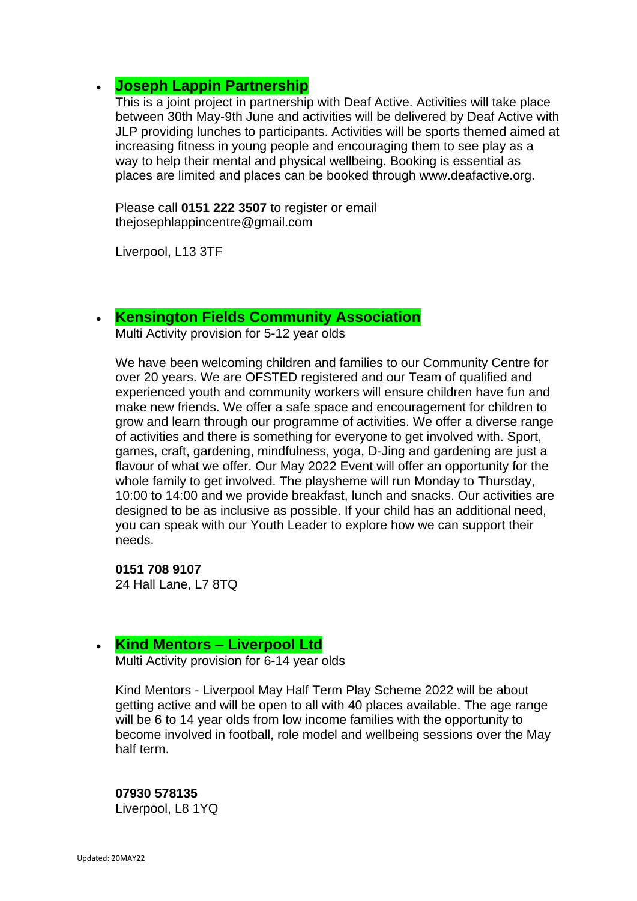- **Joseph Lappin Partnership**

  This is a joint project in partnership with Deaf Active. Activities will take place between 30th May-9th June and activities will be delivered by Deaf Active with JLP providing lunches to participants. Activities will be sports themed aimed at increasing fitness in young people and encouraging them to see play as a way to help their mental and physical wellbeing. Booking is essential as places are limited and places can be booked through www.deafactive.org.

  Please call **0151 222 3507** to register or email thejosephlappincentre@gmail.com

  Liverpool, L13 3TF

- **Kensington Fields Community Association**

  Multi Activity provision for 5-12 year olds

  We have been welcoming children and families to our Community Centre for over 20 years. We are OFSTED registered and our Team of qualified and experienced youth and community workers will ensure children have fun and make new friends. We offer a safe space and encouragement for children to grow and learn through our programme of activities. We offer a diverse range of activities and there is something for everyone to get involved with. Sport, games, craft, gardening, mindfulness, yoga, D-Jing and gardening are just a flavour of what we offer. Our May 2022 Event will offer an opportunity for the whole family to get involved. The playsheme will run Monday to Thursday, 10:00 to 14:00 and we provide breakfast, lunch and snacks. Our activities are designed to be as inclusive as possible. If your child has an additional need, you can speak with our Youth Leader to explore how we can support their needs.

  **0151 708 9107**
  24 Hall Lane, L7 8TQ

- **Kind Mentors – Liverpool Ltd**

  Multi Activity provision for 6-14 year olds

  Kind Mentors - Liverpool May Half Term Play Scheme 2022 will be about getting active and will be open to all with 40 places available. The age range will be 6 to 14 year olds from low income families with the opportunity to become involved in football, role model and wellbeing sessions over the May half term.

  **07930 578135**
  Liverpool, L8 1YQ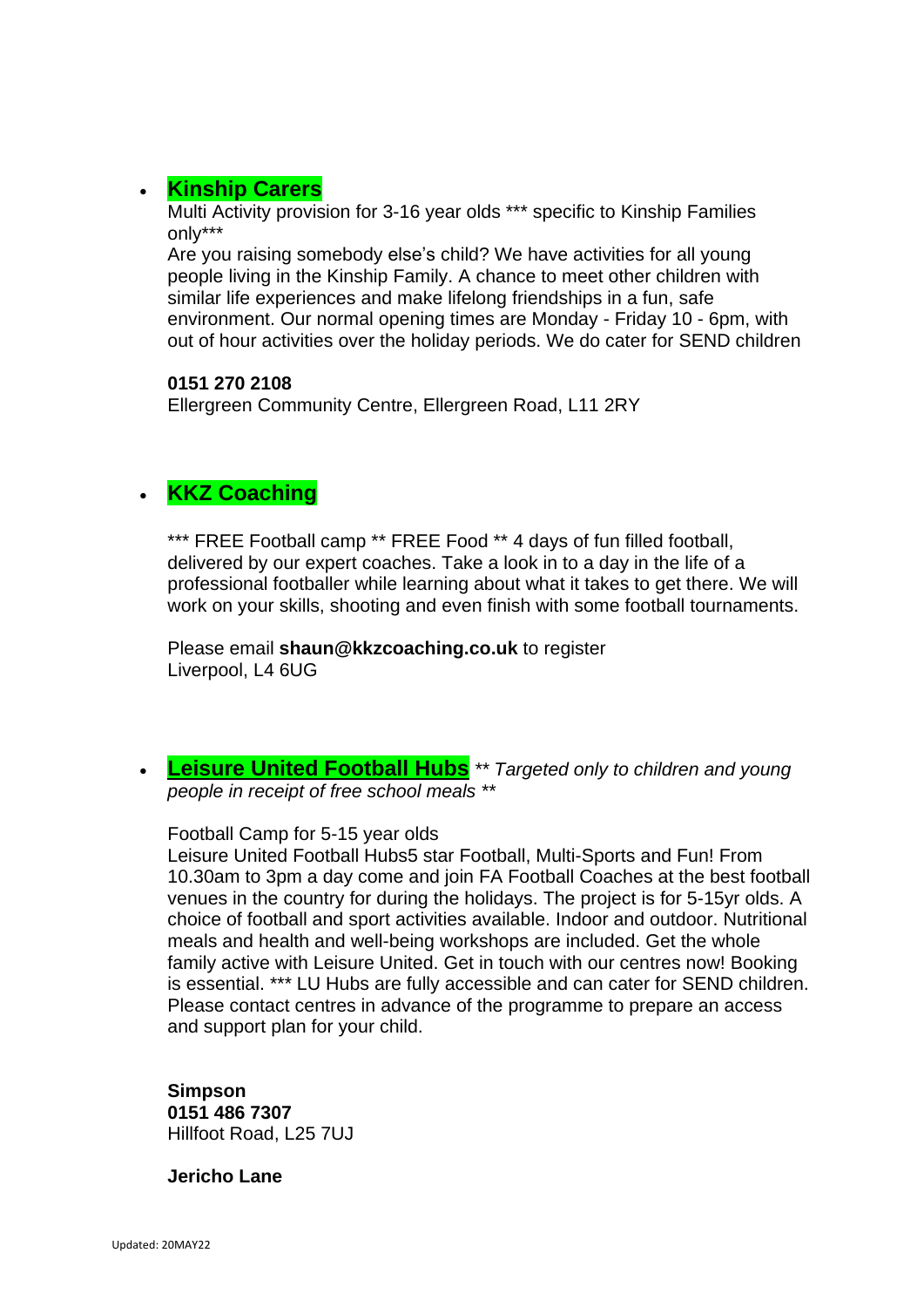- **Kinship Carers**
  Multi Activity provision for 3-16 year olds *** specific to Kinship Families only***
  Are you raising somebody else's child? We have activities for all young people living in the Kinship Family. A chance to meet other children with similar life experiences and make lifelong friendships in a fun, safe environment. Our normal opening times are Monday - Friday 10 - 6pm, with out of hour activities over the holiday periods. We do cater for SEND children

  **0151 270 2108**
  Ellergreen Community Centre, Ellergreen Road, L11 2RY

- **KKZ Coaching**

  *** FREE Football camp ** FREE Food ** 4 days of fun filled football, delivered by our expert coaches. Take a look in to a day in the life of a professional footballer while learning about what it takes to get there. We will work on your skills, shooting and even finish with some football tournaments.

  Please email **shaun@kkzcoaching.co.uk** to register
  Liverpool, L4 6UG

- **Leisure United Football Hubs** *** Targeted only to children and young people in receipt of free school meals ***

  Football Camp for 5-15 year olds
  Leisure United Football Hubs5 star Football, Multi-Sports and Fun! From 10.30am to 3pm a day come and join FA Football Coaches at the best football venues in the country for during the holidays. The project is for 5-15yr olds. A choice of football and sport activities available. Indoor and outdoor. Nutritional meals and health and well-being workshops are included. Get the whole family active with Leisure United. Get in touch with our centres now! Booking is essential. *** LU Hubs are fully accessible and can cater for SEND children. Please contact centres in advance of the programme to prepare an access and support plan for your child.

  **Simpson**
  **0151 486 7307**
  Hillfoot Road, L25 7UJ

  **Jericho Lane**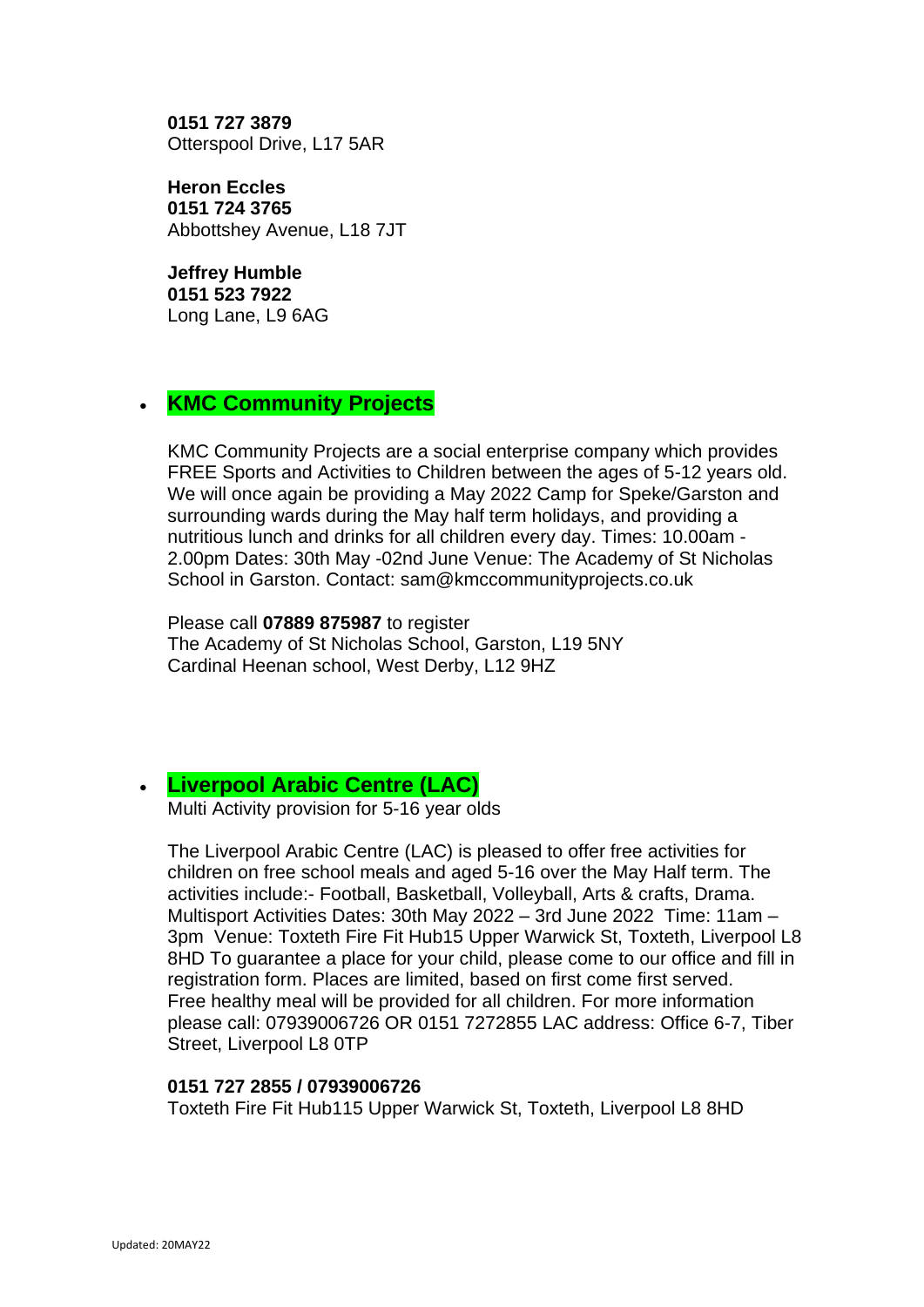**0151 727 3879**
Otterspool Drive, L17 5AR

**Heron Eccles**
**0151 724 3765**
Abbottshey Avenue, L18 7JT

**Jeffrey Humble**
**0151 523 7922**
Long Lane, L9 6AG

- **KMC Community Projects**

  KMC Community Projects are a social enterprise company which provides FREE Sports and Activities to Children between the ages of 5-12 years old. We will once again be providing a May 2022 Camp for Speke/Garston and surrounding wards during the May half term holidays, and providing a nutritious lunch and drinks for all children every day. Times: 10.00am - 2.00pm Dates: 30th May -02nd June Venue: The Academy of St Nicholas School in Garston. Contact: sam@kmccommunityprojects.co.uk

  Please call **07889 875987** to register
  The Academy of St Nicholas School, Garston, L19 5NY
  Cardinal Heenan school, West Derby, L12 9HZ

- **Liverpool Arabic Centre (LAC)**
  Multi Activity provision for 5-16 year olds

  The Liverpool Arabic Centre (LAC) is pleased to offer free activities for children on free school meals and aged 5-16 over the May Half term. The activities include:- Football, Basketball, Volleyball, Arts & crafts, Drama. Multisport Activities Dates: 30th May 2022 – 3rd June 2022 Time: 11am – 3pm Venue: Toxteth Fire Fit Hub15 Upper Warwick St, Toxteth, Liverpool L8 8HD To guarantee a place for your child, please come to our office and fill in registration form. Places are limited, based on first come first served. Free healthy meal will be provided for all children. For more information please call: 07939006726 OR 0151 7272855 LAC address: Office 6-7, Tiber Street, Liverpool L8 0TP

  **0151 727 2855 / 07939006726**
  Toxteth Fire Fit Hub115 Upper Warwick St, Toxteth, Liverpool L8 8HD

Updated: 20MAY22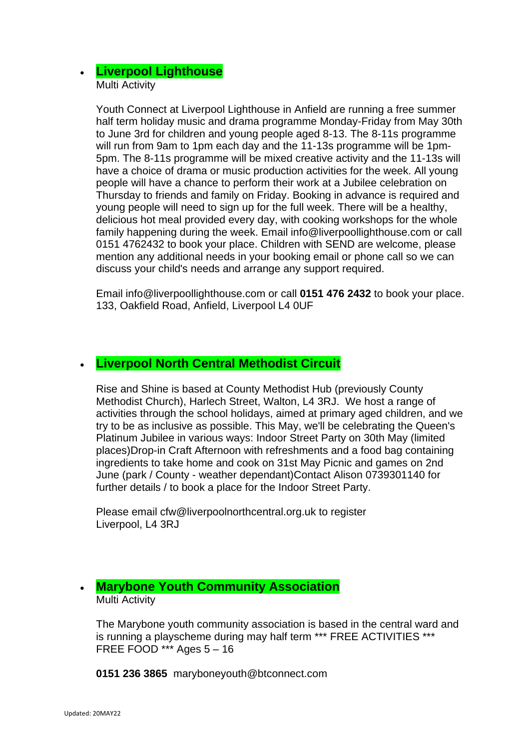- **Liverpool Lighthouse**

  Multi Activity

  Youth Connect at Liverpool Lighthouse in Anfield are running a free summer half term holiday music and drama programme Monday-Friday from May 30th to June 3rd for children and young people aged 8-13. The 8-11s programme will run from 9am to 1pm each day and the 11-13s programme will be 1pm-5pm. The 8-11s programme will be mixed creative activity and the 11-13s will have a choice of drama or music production activities for the week. All young people will have a chance to perform their work at a Jubilee celebration on Thursday to friends and family on Friday. Booking in advance is required and young people will need to sign up for the full week. There will be a healthy, delicious hot meal provided every day, with cooking workshops for the whole family happening during the week. Email info@liverpoollighthouse.com or call 0151 4762432 to book your place. Children with SEND are welcome, please mention any additional needs in your booking email or phone call so we can discuss your child's needs and arrange any support required.

  Email info@liverpoollighthouse.com or call **0151 476 2432** to book your place.
  133, Oakfield Road, Anfield, Liverpool L4 0UF

- **Liverpool North Central Methodist Circuit**

  Rise and Shine is based at County Methodist Hub (previously County Methodist Church), Harlech Street, Walton, L4 3RJ. We host a range of activities through the school holidays, aimed at primary aged children, and we try to be as inclusive as possible. This May, we'll be celebrating the Queen's Platinum Jubilee in various ways: Indoor Street Party on 30th May (limited places)Drop-in Craft Afternoon with refreshments and a food bag containing ingredients to take home and cook on 31st May Picnic and games on 2nd June (park / County - weather dependant)Contact Alison 0739301140 for further details / to book a place for the Indoor Street Party.

  Please email cfw@liverpoolnorthcentral.org.uk to register
  Liverpool, L4 3RJ

- **Marybone Youth Community Association**

  Multi Activity

  The Marybone youth community association is based in the central ward and is running a playscheme during may half term *** FREE ACTIVITIES *** FREE FOOD *** Ages 5 – 16

  **0151 236 3865** maryboneyouth@btconnect.com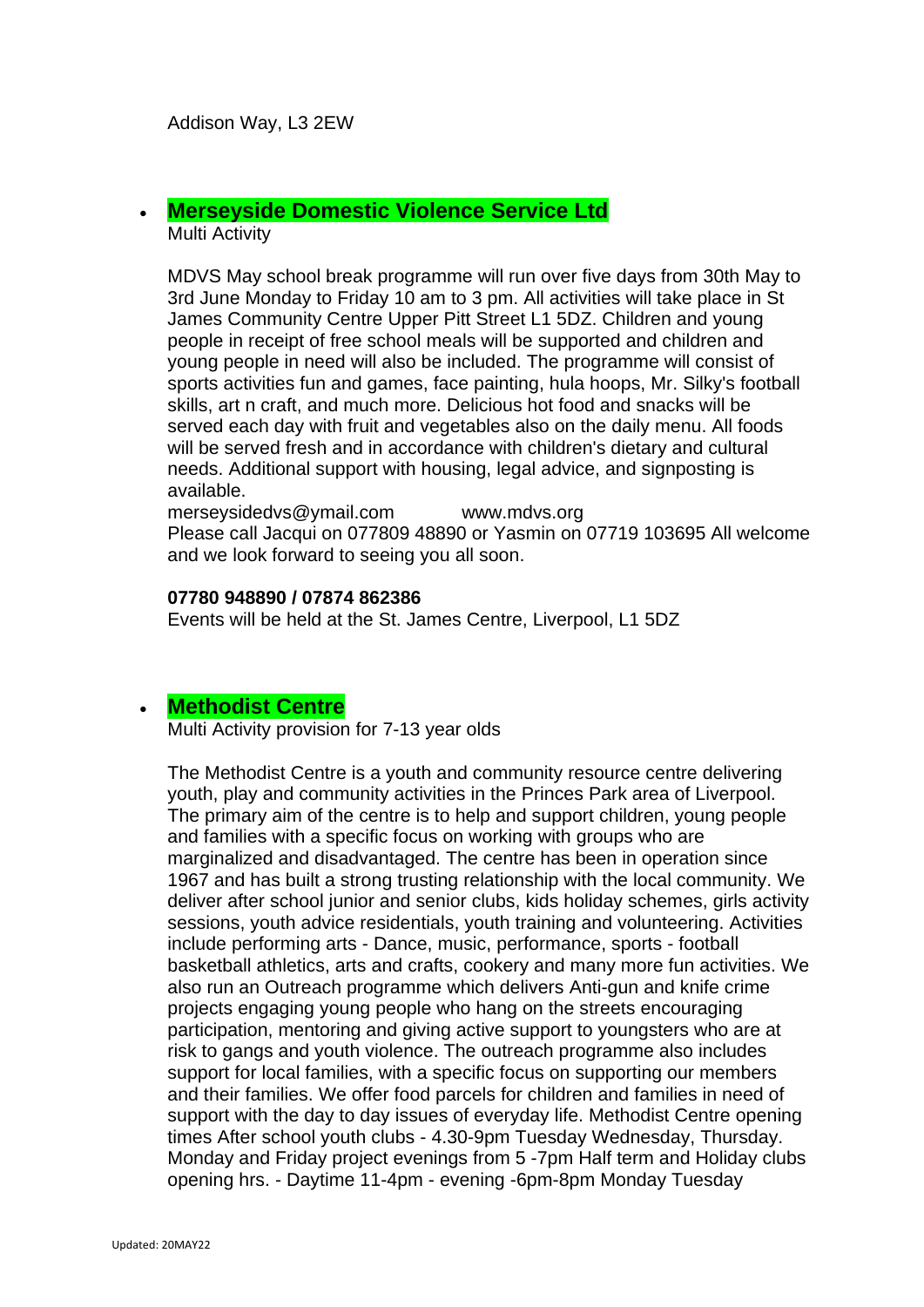Addison Way, L3 2EW

- **Merseyside Domestic Violence Service Ltd**
  Multi Activity

  MDVS May school break programme will run over five days from 30th May to 3rd June Monday to Friday 10 am to 3 pm. All activities will take place in St James Community Centre Upper Pitt Street L1 5DZ. Children and young people in receipt of free school meals will be supported and children and young people in need will also be included. The programme will consist of sports activities fun and games, face painting, hula hoops, Mr. Silky's football skills, art n craft, and much more. Delicious hot food and snacks will be served each day with fruit and vegetables also on the daily menu. All foods will be served fresh and in accordance with children's dietary and cultural needs. Additional support with housing, legal advice, and signposting is available.
  merseysidedvs@ymail.com www.mdvs.org
  Please call Jacqui on 077809 48890 or Yasmin on 07719 103695 All welcome and we look forward to seeing you all soon.

  **07780 948890 / 07874 862386**
  Events will be held at the St. James Centre, Liverpool, L1 5DZ

- **Methodist Centre**
  Multi Activity provision for 7-13 year olds

  The Methodist Centre is a youth and community resource centre delivering youth, play and community activities in the Princes Park area of Liverpool. The primary aim of the centre is to help and support children, young people and families with a specific focus on working with groups who are marginalized and disadvantaged. The centre has been in operation since 1967 and has built a strong trusting relationship with the local community. We deliver after school junior and senior clubs, kids holiday schemes, girls activity sessions, youth advice residentials, youth training and volunteering. Activities include performing arts - Dance, music, performance, sports - football basketball athletics, arts and crafts, cookery and many more fun activities. We also run an Outreach programme which delivers Anti-gun and knife crime projects engaging young people who hang on the streets encouraging participation, mentoring and giving active support to youngsters who are at risk to gangs and youth violence. The outreach programme also includes support for local families, with a specific focus on supporting our members and their families. We offer food parcels for children and families in need of support with the day to day issues of everyday life. Methodist Centre opening times After school youth clubs - 4.30-9pm Tuesday Wednesday, Thursday. Monday and Friday project evenings from 5 -7pm Half term and Holiday clubs opening hrs. - Daytime 11-4pm - evening -6pm-8pm Monday Tuesday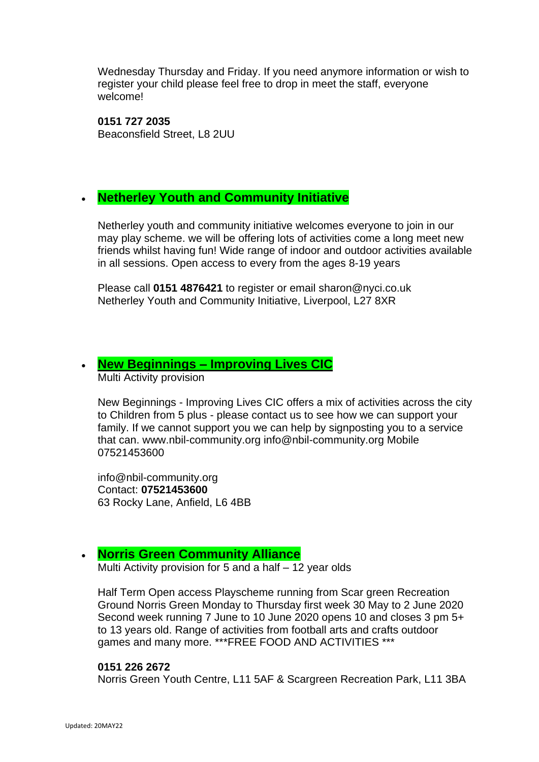Wednesday Thursday and Friday. If you need anymore information or wish to register your child please feel free to drop in meet the staff, everyone welcome!

**0151 727 2035**
Beaconsfield Street, L8 2UU

- **Netherley Youth and Community Initiative**

  Netherley youth and community initiative welcomes everyone to join in our may play scheme. we will be offering lots of activities come a long meet new friends whilst having fun! Wide range of indoor and outdoor activities available in all sessions. Open access to every from the ages 8-19 years

  Please call **0151 4876421** to register or email sharon@nyci.co.uk
  Netherley Youth and Community Initiative, Liverpool, L27 8XR

- **New Beginnings – Improving Lives CIC**
  Multi Activity provision

  New Beginnings - Improving Lives CIC offers a mix of activities across the city to Children from 5 plus - please contact us to see how we can support your family. If we cannot support you we can help by signposting you to a service that can. www.nbil-community.org info@nbil-community.org Mobile 07521453600

  info@nbil-community.org
  Contact: **07521453600**
  63 Rocky Lane, Anfield, L6 4BB

- **Norris Green Community Alliance**
  Multi Activity provision for 5 and a half – 12 year olds

  Half Term Open access Playscheme running from Scar green Recreation Ground Norris Green Monday to Thursday first week 30 May to 2 June 2020 Second week running 7 June to 10 June 2020 opens 10 and closes 3 pm 5+ to 13 years old. Range of activities from football arts and crafts outdoor games and many more. ***FREE FOOD AND ACTIVITIES ***

  **0151 226 2672**
  Norris Green Youth Centre, L11 5AF & Scargreen Recreation Park, L11 3BA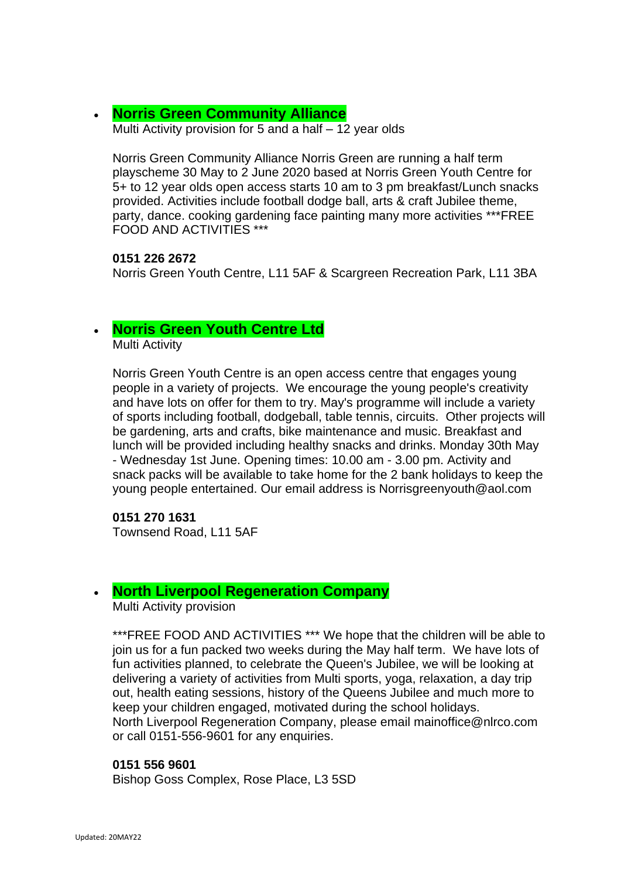- **Norris Green Community Alliance**
  Multi Activity provision for 5 and a half – 12 year olds

  Norris Green Community Alliance Norris Green are running a half term playscheme 30 May to 2 June 2020 based at Norris Green Youth Centre for 5+ to 12 year olds open access starts 10 am to 3 pm breakfast/Lunch snacks provided. Activities include football dodge ball, arts & craft Jubilee theme, party, dance. cooking gardening face painting many more activities ***FREE FOOD AND ACTIVITIES ***

  **0151 226 2672**
  Norris Green Youth Centre, L11 5AF & Scargreen Recreation Park, L11 3BA

- **Norris Green Youth Centre Ltd**
  Multi Activity

  Norris Green Youth Centre is an open access centre that engages young people in a variety of projects. We encourage the young people's creativity and have lots on offer for them to try. May's programme will include a variety of sports including football, dodgeball, table tennis, circuits. Other projects will be gardening, arts and crafts, bike maintenance and music. Breakfast and lunch will be provided including healthy snacks and drinks. Monday 30th May - Wednesday 1st June. Opening times: 10.00 am - 3.00 pm. Activity and snack packs will be available to take home for the 2 bank holidays to keep the young people entertained. Our email address is Norrisgreenyouth@aol.com

  **0151 270 1631**
  Townsend Road, L11 5AF

- **North Liverpool Regeneration Company**
  Multi Activity provision

  ***FREE FOOD AND ACTIVITIES *** We hope that the children will be able to join us for a fun packed two weeks during the May half term. We have lots of fun activities planned, to celebrate the Queen's Jubilee, we will be looking at delivering a variety of activities from Multi sports, yoga, relaxation, a day trip out, health eating sessions, history of the Queens Jubilee and much more to keep your children engaged, motivated during the school holidays.
  North Liverpool Regeneration Company, please email mainoffice@nlrco.com or call 0151-556-9601 for any enquiries.

  **0151 556 9601**
  Bishop Goss Complex, Rose Place, L3 5SD

Updated: 20MAY22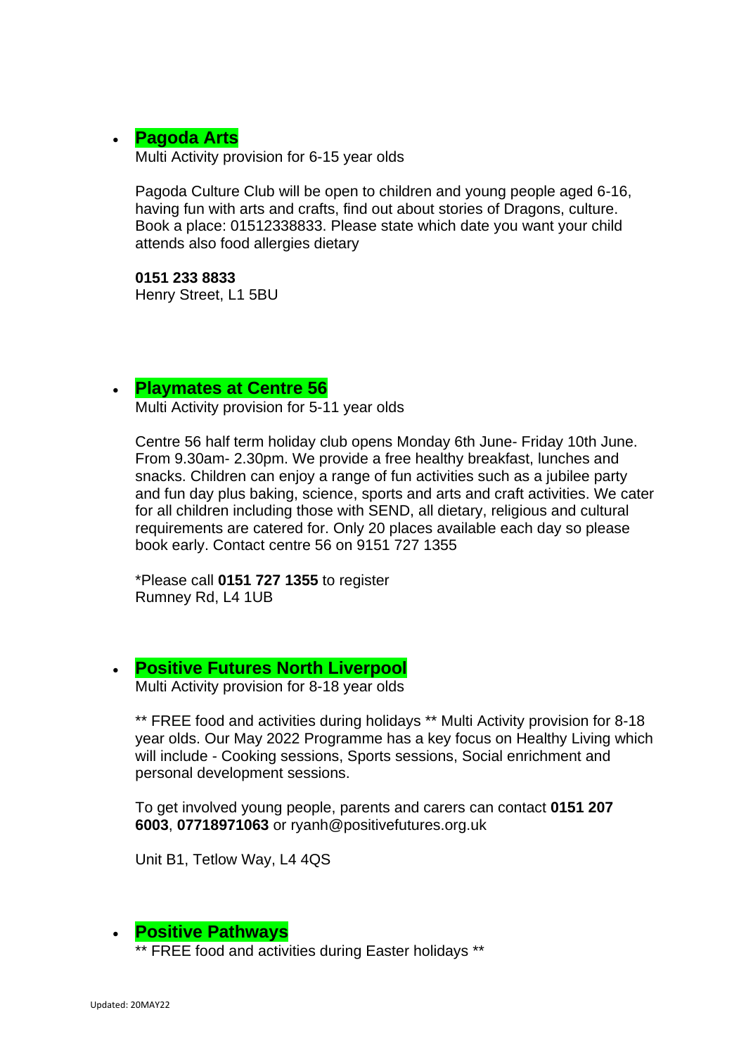- **Pagoda Arts**
  Multi Activity provision for 6-15 year olds

  Pagoda Culture Club will be open to children and young people aged 6-16, having fun with arts and crafts, find out about stories of Dragons, culture. Book a place: 01512338833. Please state which date you want your child attends also food allergies dietary

  **0151 233 8833**
  Henry Street, L1 5BU

- **Playmates at Centre 56**
  Multi Activity provision for 5-11 year olds

  Centre 56 half term holiday club opens Monday 6th June- Friday 10th June. From 9.30am- 2.30pm. We provide a free healthy breakfast, lunches and snacks. Children can enjoy a range of fun activities such as a jubilee party and fun day plus baking, science, sports and arts and craft activities. We cater for all children including those with SEND, all dietary, religious and cultural requirements are catered for. Only 20 places available each day so please book early. Contact centre 56 on 9151 727 1355

  *Please call **0151 727 1355** to register
  Rumney Rd, L4 1UB

- **Positive Futures North Liverpool**
  Multi Activity provision for 8-18 year olds

  ** FREE food and activities during holidays ** Multi Activity provision for 8-18 year olds. Our May 2022 Programme has a key focus on Healthy Living which will include - Cooking sessions, Sports sessions, Social enrichment and personal development sessions.

  To get involved young people, parents and carers can contact **0151 207 6003**, **07718971063** or ryanh@positivefutures.org.uk

  Unit B1, Tetlow Way, L4 4QS

- **Positive Pathways**
  ** FREE food and activities during Easter holidays **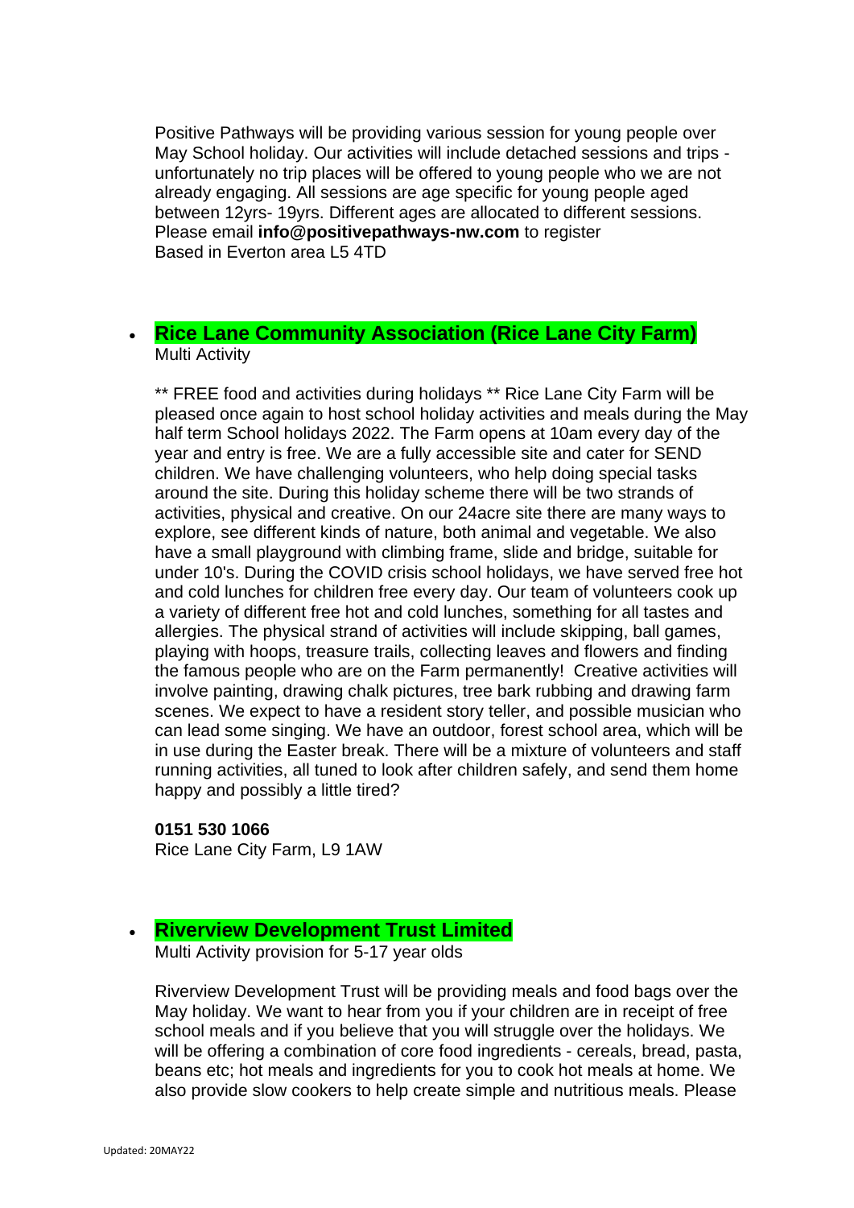Positive Pathways will be providing various session for young people over May School holiday. Our activities will include detached sessions and trips - unfortunately no trip places will be offered to young people who we are not already engaging. All sessions are age specific for young people aged between 12yrs- 19yrs. Different ages are allocated to different sessions. Please email **info@positivepathways-nw.com** to register
Based in Everton area L5 4TD

- **Rice Lane Community Association (Rice Lane City Farm)**
  Multi Activity

  ** FREE food and activities during holidays ** Rice Lane City Farm will be pleased once again to host school holiday activities and meals during the May half term School holidays 2022. The Farm opens at 10am every day of the year and entry is free. We are a fully accessible site and cater for SEND children. We have challenging volunteers, who help doing special tasks around the site. During this holiday scheme there will be two strands of activities, physical and creative. On our 24acre site there are many ways to explore, see different kinds of nature, both animal and vegetable. We also have a small playground with climbing frame, slide and bridge, suitable for under 10's. During the COVID crisis school holidays, we have served free hot and cold lunches for children free every day. Our team of volunteers cook up a variety of different free hot and cold lunches, something for all tastes and allergies. The physical strand of activities will include skipping, ball games, playing with hoops, treasure trails, collecting leaves and flowers and finding the famous people who are on the Farm permanently! Creative activities will involve painting, drawing chalk pictures, tree bark rubbing and drawing farm scenes. We expect to have a resident story teller, and possible musician who can lead some singing. We have an outdoor, forest school area, which will be in use during the Easter break. There will be a mixture of volunteers and staff running activities, all tuned to look after children safely, and send them home happy and possibly a little tired?

  **0151 530 1066**
  Rice Lane City Farm, L9 1AW

- **Riverview Development Trust Limited**
  Multi Activity provision for 5-17 year olds

  Riverview Development Trust will be providing meals and food bags over the May holiday. We want to hear from you if your children are in receipt of free school meals and if you believe that you will struggle over the holidays. We will be offering a combination of core food ingredients - cereals, bread, pasta, beans etc; hot meals and ingredients for you to cook hot meals at home. We also provide slow cookers to help create simple and nutritious meals. Please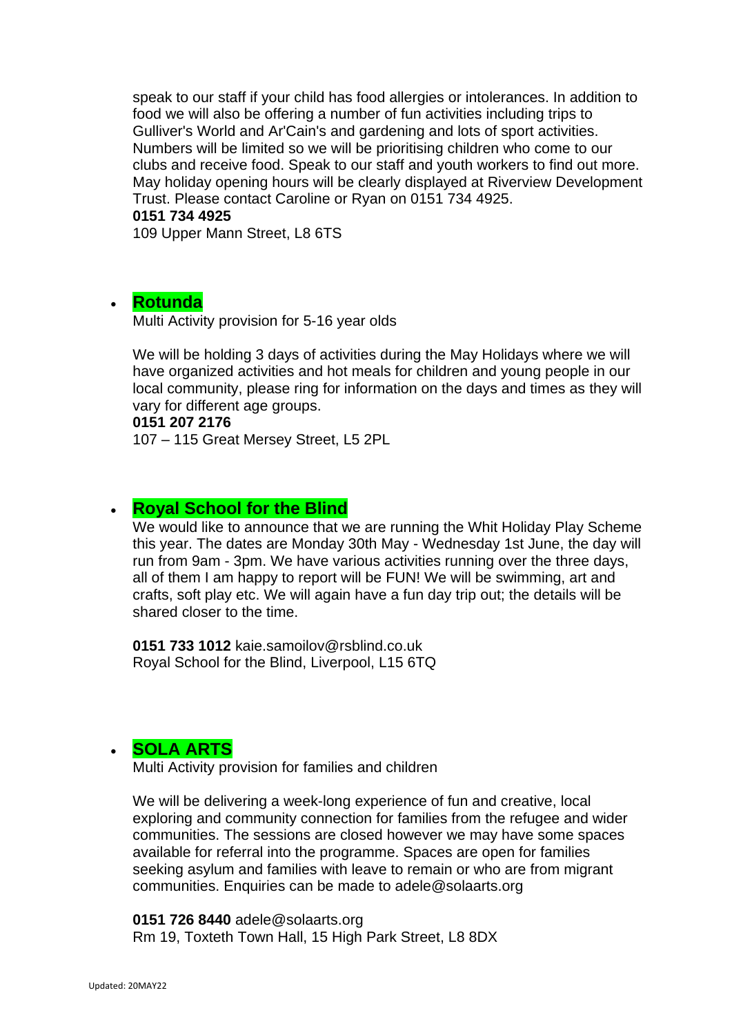speak to our staff if your child has food allergies or intolerances. In addition to food we will also be offering a number of fun activities including trips to Gulliver's World and Ar'Cain's and gardening and lots of sport activities. Numbers will be limited so we will be prioritising children who come to our clubs and receive food. Speak to our staff and youth workers to find out more. May holiday opening hours will be clearly displayed at Riverview Development Trust. Please contact Caroline or Ryan on 0151 734 4925.
**0151 734 4925**
109 Upper Mann Street, L8 6TS

- **Rotunda**
  Multi Activity provision for 5-16 year olds

  We will be holding 3 days of activities during the May Holidays where we will have organized activities and hot meals for children and young people in our local community, please ring for information on the days and times as they will vary for different age groups.
  **0151 207 2176**
  107 – 115 Great Mersey Street, L5 2PL

- **Royal School for the Blind**
  We would like to announce that we are running the Whit Holiday Play Scheme this year. The dates are Monday 30th May - Wednesday 1st June, the day will run from 9am - 3pm. We have various activities running over the three days, all of them I am happy to report will be FUN! We will be swimming, art and crafts, soft play etc. We will again have a fun day trip out; the details will be shared closer to the time.

  **0151 733 1012** kaie.samoilov@rsblind.co.uk
  Royal School for the Blind, Liverpool, L15 6TQ

- **SOLA ARTS**
  Multi Activity provision for families and children

  We will be delivering a week-long experience of fun and creative, local exploring and community connection for families from the refugee and wider communities. The sessions are closed however we may have some spaces available for referral into the programme. Spaces are open for families seeking asylum and families with leave to remain or who are from migrant communities. Enquiries can be made to adele@solaarts.org

  **0151 726 8440** adele@solaarts.org
  Rm 19, Toxteth Town Hall, 15 High Park Street, L8 8DX

Updated: 20MAY22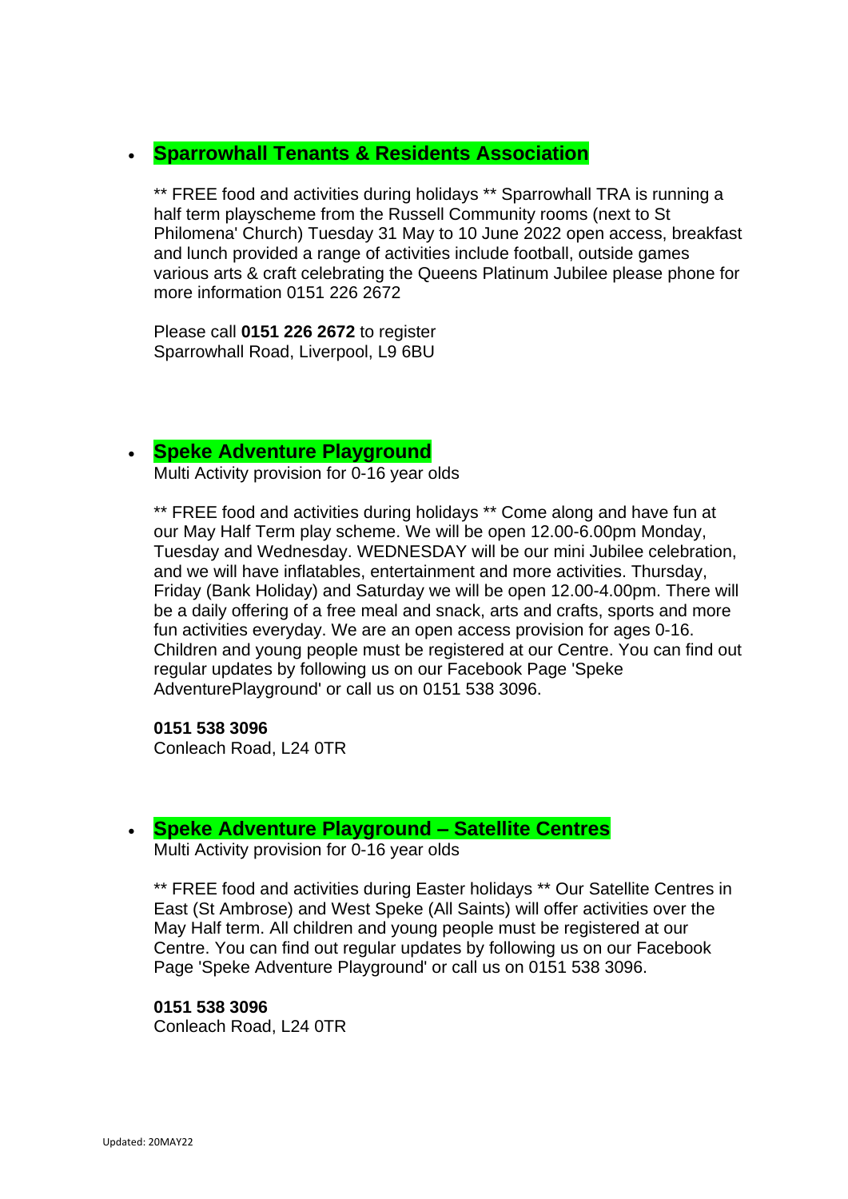- **Sparrowhall Tenants & Residents Association**

  ** FREE food and activities during holidays ** Sparrowhall TRA is running a half term playscheme from the Russell Community rooms (next to St Philomena' Church) Tuesday 31 May to 10 June 2022 open access, breakfast and lunch provided a range of activities include football, outside games various arts & craft celebrating the Queens Platinum Jubilee please phone for more information 0151 226 2672

  Please call **0151 226 2672** to register
  Sparrowhall Road, Liverpool, L9 6BU

- **Speke Adventure Playground**
  Multi Activity provision for 0-16 year olds

  ** FREE food and activities during holidays ** Come along and have fun at our May Half Term play scheme. We will be open 12.00-6.00pm Monday, Tuesday and Wednesday. WEDNESDAY will be our mini Jubilee celebration, and we will have inflatables, entertainment and more activities. Thursday, Friday (Bank Holiday) and Saturday we will be open 12.00-4.00pm. There will be a daily offering of a free meal and snack, arts and crafts, sports and more fun activities everyday. We are an open access provision for ages 0-16. Children and young people must be registered at our Centre. You can find out regular updates by following us on our Facebook Page 'Speke AdventurePlayground' or call us on 0151 538 3096.

  **0151 538 3096**
  Conleach Road, L24 0TR

- **Speke Adventure Playground – Satellite Centres**
  Multi Activity provision for 0-16 year olds

  ** FREE food and activities during Easter holidays ** Our Satellite Centres in East (St Ambrose) and West Speke (All Saints) will offer activities over the May Half term. All children and young people must be registered at our Centre. You can find out regular updates by following us on our Facebook Page 'Speke Adventure Playground' or call us on 0151 538 3096.

  **0151 538 3096**
  Conleach Road, L24 0TR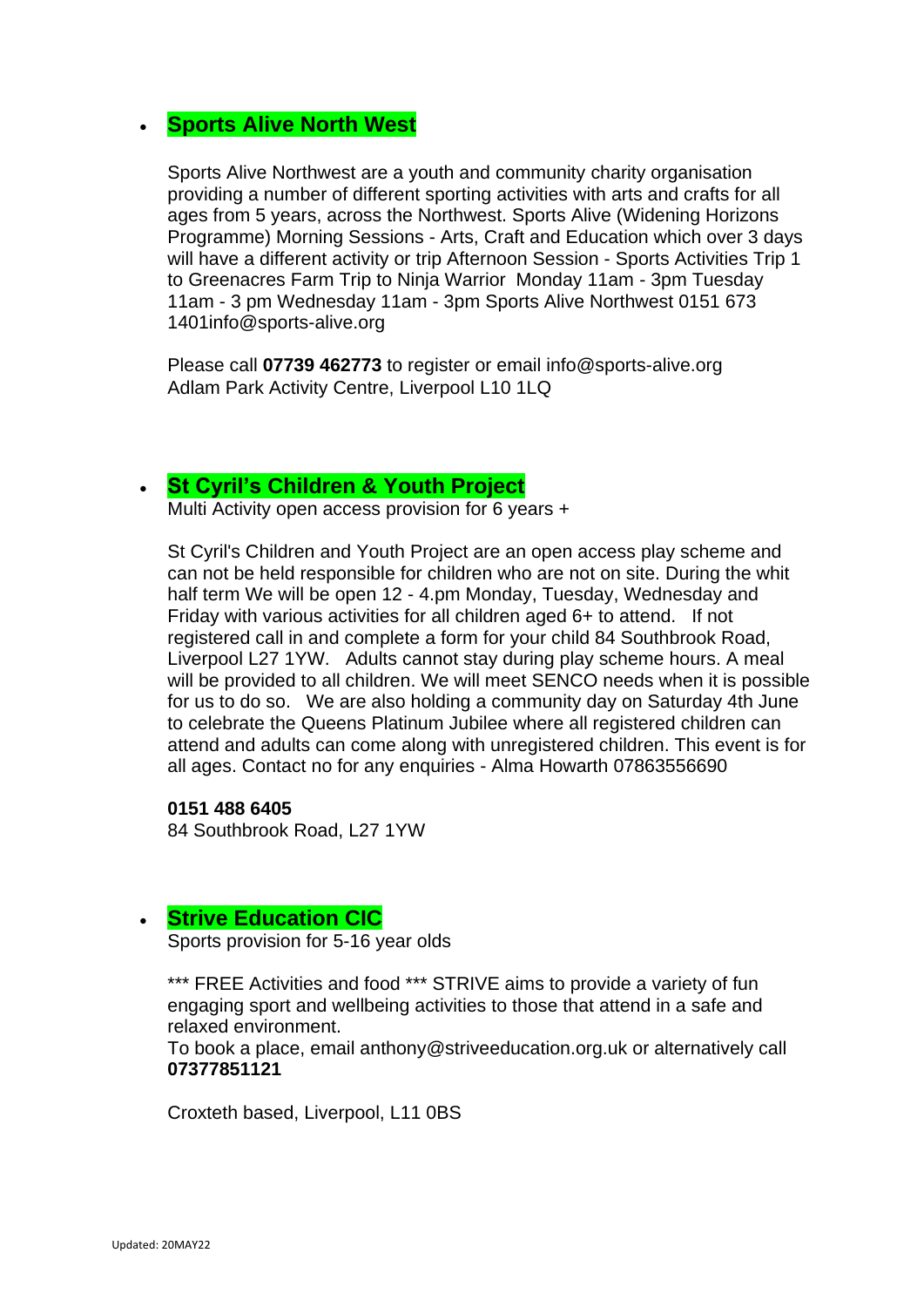- **Sports Alive North West**

  Sports Alive Northwest are a youth and community charity organisation providing a number of different sporting activities with arts and crafts for all ages from 5 years, across the Northwest. Sports Alive (Widening Horizons Programme) Morning Sessions - Arts, Craft and Education which over 3 days will have a different activity or trip Afternoon Session - Sports Activities Trip 1 to Greenacres Farm Trip to Ninja Warrior Monday 11am - 3pm Tuesday 11am - 3 pm Wednesday 11am - 3pm Sports Alive Northwest 0151 673 1401info@sports-alive.org

  Please call **07739 462773** to register or email info@sports-alive.org
  Adlam Park Activity Centre, Liverpool L10 1LQ

- **St Cyril's Children & Youth Project**
  Multi Activity open access provision for 6 years +

  St Cyril's Children and Youth Project are an open access play scheme and can not be held responsible for children who are not on site. During the whit half term We will be open 12 - 4.pm Monday, Tuesday, Wednesday and Friday with various activities for all children aged 6+ to attend. If not registered call in and complete a form for your child 84 Southbrook Road, Liverpool L27 1YW. Adults cannot stay during play scheme hours. A meal will be provided to all children. We will meet SENCO needs when it is possible for us to do so. We are also holding a community day on Saturday 4th June to celebrate the Queens Platinum Jubilee where all registered children can attend and adults can come along with unregistered children. This event is for all ages. Contact no for any enquiries - Alma Howarth 07863556690

  **0151 488 6405**
  84 Southbrook Road, L27 1YW

- **Strive Education CIC**
  Sports provision for 5-16 year olds

  *** FREE Activities and food *** STRIVE aims to provide a variety of fun engaging sport and wellbeing activities to those that attend in a safe and relaxed environment.
  To book a place, email anthony@striveeducation.org.uk or alternatively call **07377851121**

  Croxteth based, Liverpool, L11 0BS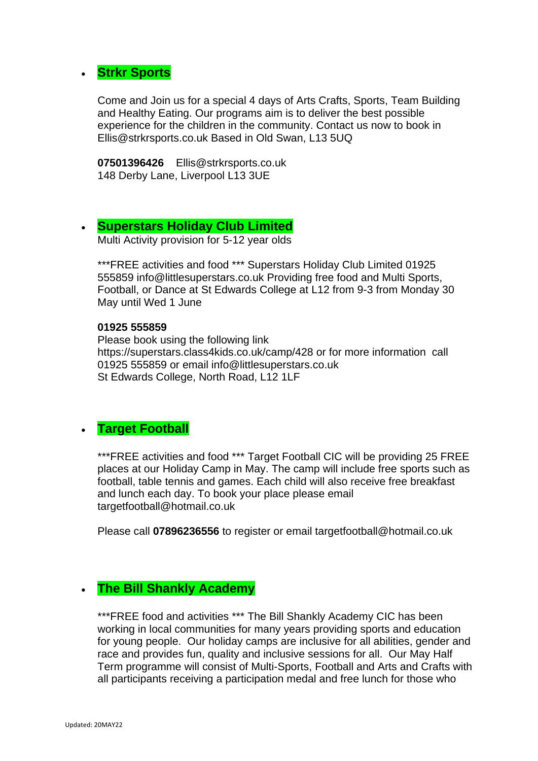- **Strkr Sports**

  Come and Join us for a special 4 days of Arts Crafts, Sports, Team Building and Healthy Eating. Our programs aim is to deliver the best possible experience for the children in the community. Contact us now to book in Ellis@strkrsports.co.uk Based in Old Swan, L13 5UQ

  **07501396426** Ellis@strkrsports.co.uk
  148 Derby Lane, Liverpool L13 3UE

- **Superstars Holiday Club Limited**
  Multi Activity provision for 5-12 year olds

  ***FREE activities and food *** Superstars Holiday Club Limited 01925 555859 info@littlesuperstars.co.uk Providing free food and Multi Sports, Football, or Dance at St Edwards College at L12 from 9-3 from Monday 30 May until Wed 1 June

  **01925 555859**
  Please book using the following link https://superstars.class4kids.co.uk/camp/428 or for more information call 01925 555859 or email info@littlesuperstars.co.uk
  St Edwards College, North Road, L12 1LF

- **Target Football**

  ***FREE activities and food *** Target Football CIC will be providing 25 FREE places at our Holiday Camp in May. The camp will include free sports such as football, table tennis and games. Each child will also receive free breakfast and lunch each day. To book your place please email targetfootball@hotmail.co.uk

  Please call **07896236556** to register or email targetfootball@hotmail.co.uk

- **The Bill Shankly Academy**

  ***FREE food and activities *** The Bill Shankly Academy CIC has been working in local communities for many years providing sports and education for young people. Our holiday camps are inclusive for all abilities, gender and race and provides fun, quality and inclusive sessions for all. Our May Half Term programme will consist of Multi-Sports, Football and Arts and Crafts with all participants receiving a participation medal and free lunch for those who

Updated: 20MAY22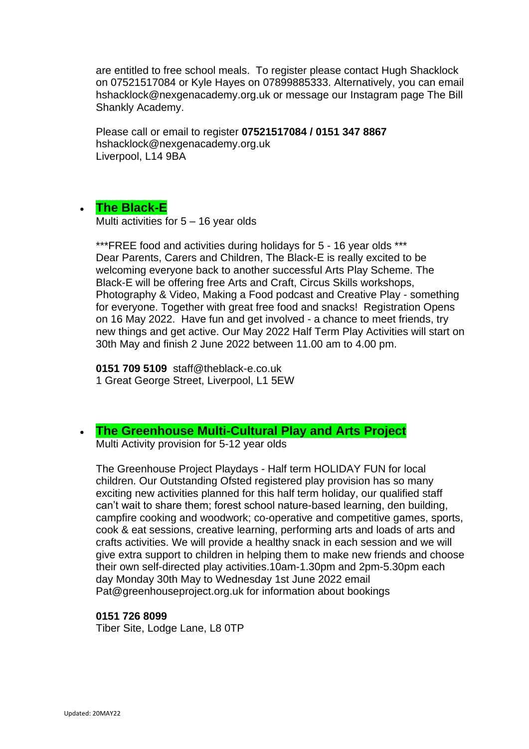are entitled to free school meals. To register please contact Hugh Shacklock on 07521517084 or Kyle Hayes on 07899885333. Alternatively, you can email hshacklock@nexgenacademy.org.uk or message our Instagram page The Bill Shankly Academy.

Please call or email to register **07521517084 / 0151 347 8867**
hshacklock@nexgenacademy.org.uk
Liverpool, L14 9BA

- **The Black-E**
  Multi activities for 5 – 16 year olds

  ***FREE food and activities during holidays for 5 - 16 year olds ***
  Dear Parents, Carers and Children, The Black-E is really excited to be welcoming everyone back to another successful Arts Play Scheme. The Black-E will be offering free Arts and Craft, Circus Skills workshops, Photography & Video, Making a Food podcast and Creative Play - something for everyone. Together with great free food and snacks! Registration Opens on 16 May 2022. Have fun and get involved - a chance to meet friends, try new things and get active. Our May 2022 Half Term Play Activities will start on 30th May and finish 2 June 2022 between 11.00 am to 4.00 pm.

  **0151 709 5109** staff@theblack-e.co.uk
  1 Great George Street, Liverpool, L1 5EW

- **The Greenhouse Multi-Cultural Play and Arts Project**
  Multi Activity provision for 5-12 year olds

  The Greenhouse Project Playdays - Half term HOLIDAY FUN for local children. Our Outstanding Ofsted registered play provision has so many exciting new activities planned for this half term holiday, our qualified staff can't wait to share them; forest school nature-based learning, den building, campfire cooking and woodwork; co-operative and competitive games, sports, cook & eat sessions, creative learning, performing arts and loads of arts and crafts activities. We will provide a healthy snack in each session and we will give extra support to children in helping them to make new friends and choose their own self-directed play activities.10am-1.30pm and 2pm-5.30pm each day Monday 30th May to Wednesday 1st June 2022 email Pat@greenhouseproject.org.uk for information about bookings

  **0151 726 8099**
  Tiber Site, Lodge Lane, L8 0TP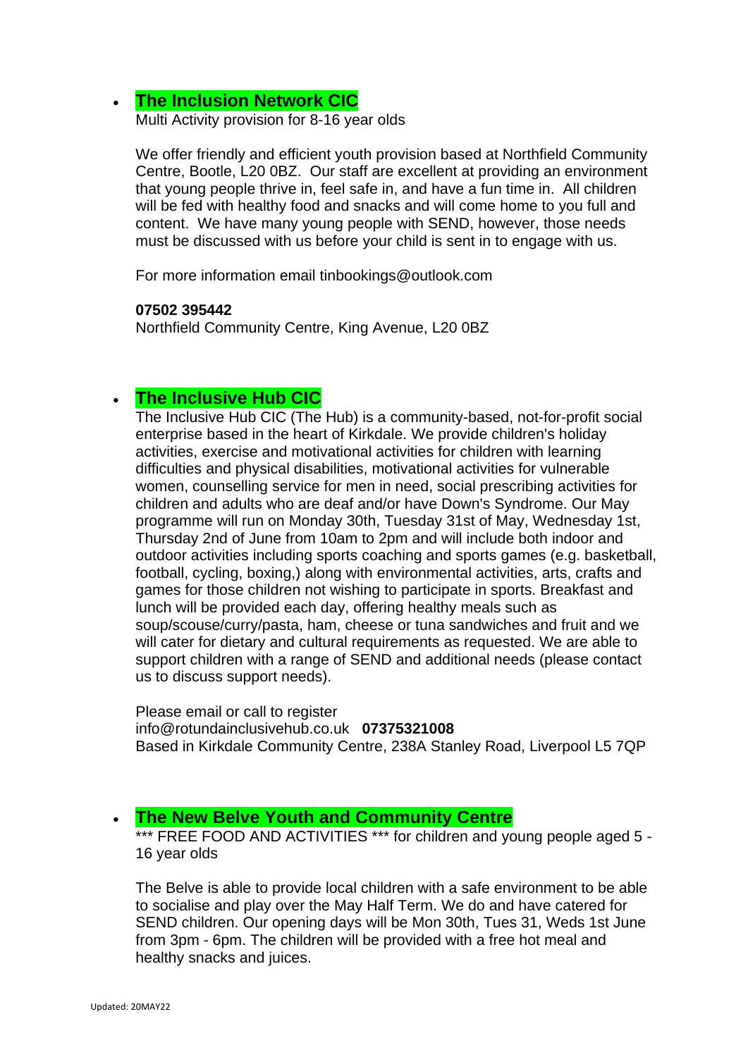- **The Inclusion Network CIC**
  Multi Activity provision for 8-16 year olds

  We offer friendly and efficient youth provision based at Northfield Community Centre, Bootle, L20 0BZ. Our staff are excellent at providing an environment that young people thrive in, feel safe in, and have a fun time in. All children will be fed with healthy food and snacks and will come home to you full and content. We have many young people with SEND, however, those needs must be discussed with us before your child is sent in to engage with us.

  For more information email tinbookings@outlook.com

  **07502 395442**
  Northfield Community Centre, King Avenue, L20 0BZ

- **The Inclusive Hub CIC**
  The Inclusive Hub CIC (The Hub) is a community-based, not-for-profit social enterprise based in the heart of Kirkdale. We provide children's holiday activities, exercise and motivational activities for children with learning difficulties and physical disabilities, motivational activities for vulnerable women, counselling service for men in need, social prescribing activities for children and adults who are deaf and/or have Down's Syndrome. Our May programme will run on Monday 30th, Tuesday 31st of May, Wednesday 1st, Thursday 2nd of June from 10am to 2pm and will include both indoor and outdoor activities including sports coaching and sports games (e.g. basketball, football, cycling, boxing,) along with environmental activities, arts, crafts and games for those children not wishing to participate in sports. Breakfast and lunch will be provided each day, offering healthy meals such as soup/scouse/curry/pasta, ham, cheese or tuna sandwiches and fruit and we will cater for dietary and cultural requirements as requested. We are able to support children with a range of SEND and additional needs (please contact us to discuss support needs).

  Please email or call to register
  info@rotundainclusivehub.co.uk **07375321008**
  Based in Kirkdale Community Centre, 238A Stanley Road, Liverpool L5 7QP

- **The New Belve Youth and Community Centre**
  *** FREE FOOD AND ACTIVITIES *** for children and young people aged 5 - 16 year olds

  The Belve is able to provide local children with a safe environment to be able to socialise and play over the May Half Term. We do and have catered for SEND children. Our opening days will be Mon 30th, Tues 31, Weds 1st June from 3pm - 6pm. The children will be provided with a free hot meal and healthy snacks and juices.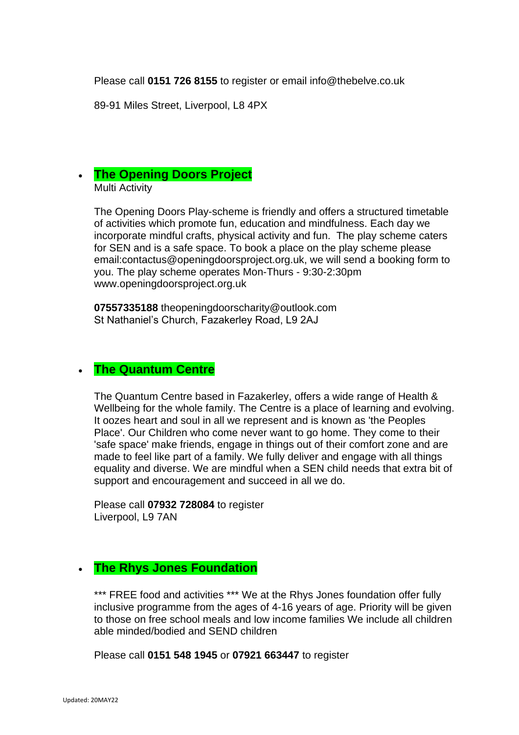Please call **0151 726 8155** to register or email info@thebelve.co.uk

89-91 Miles Street, Liverpool, L8 4PX

- **The Opening Doors Project**
  Multi Activity

  The Opening Doors Play-scheme is friendly and offers a structured timetable of activities which promote fun, education and mindfulness. Each day we incorporate mindful crafts, physical activity and fun. The play scheme caters for SEN and is a safe space. To book a place on the play scheme please email:contactus@openingdoorsproject.org.uk, we will send a booking form to you. The play scheme operates Mon-Thurs - 9:30-2:30pm www.openingdoorsproject.org.uk

  **07557335188** theopeningdoorscharity@outlook.com
  St Nathaniel's Church, Fazakerley Road, L9 2AJ

- **The Quantum Centre**

  The Quantum Centre based in Fazakerley, offers a wide range of Health & Wellbeing for the whole family. The Centre is a place of learning and evolving. It oozes heart and soul in all we represent and is known as 'the Peoples Place'. Our Children who come never want to go home. They come to their 'safe space' make friends, engage in things out of their comfort zone and are made to feel like part of a family. We fully deliver and engage with all things equality and diverse. We are mindful when a SEN child needs that extra bit of support and encouragement and succeed in all we do.

  Please call **07932 728084** to register
  Liverpool, L9 7AN

- **The Rhys Jones Foundation**

  *** FREE food and activities *** We at the Rhys Jones foundation offer fully inclusive programme from the ages of 4-16 years of age. Priority will be given to those on free school meals and low income families We include all children able minded/bodied and SEND children

  Please call **0151 548 1945** or **07921 663447** to register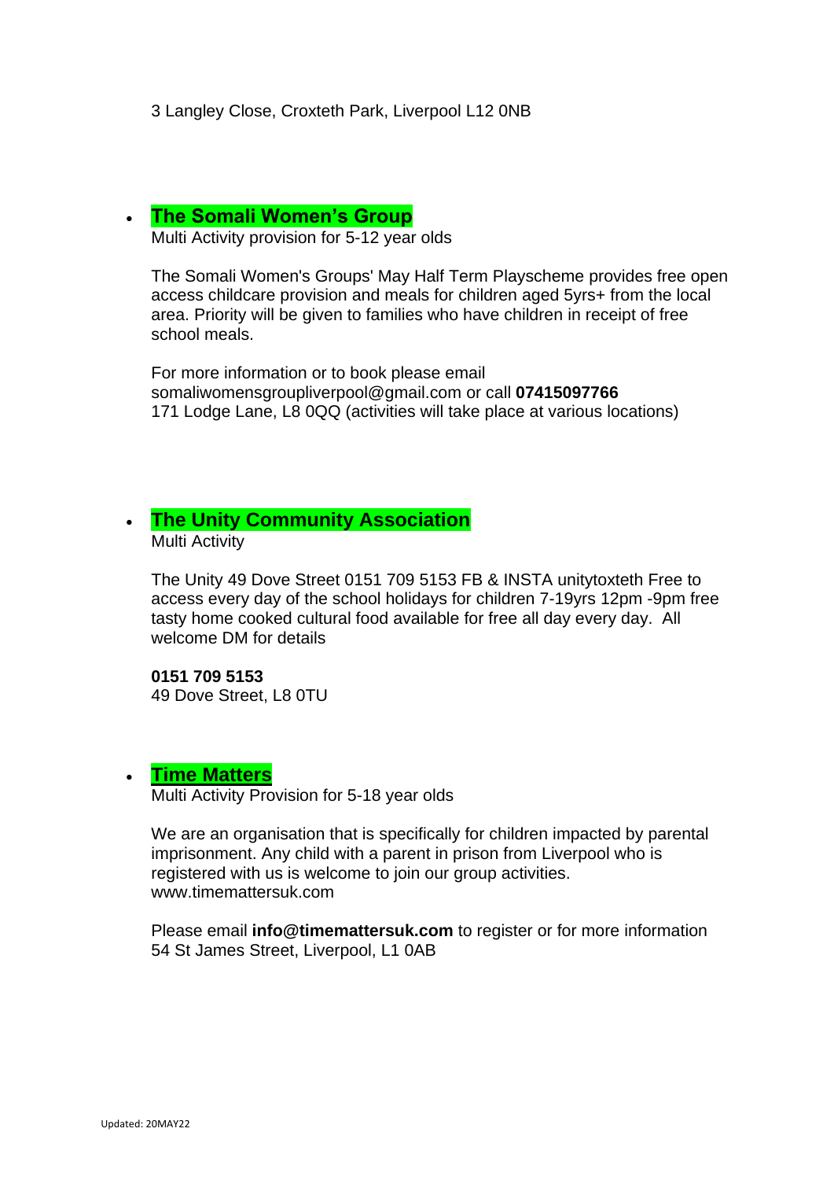3 Langley Close, Croxteth Park, Liverpool L12 0NB

- **The Somali Women's Group**
  Multi Activity provision for 5-12 year olds

  The Somali Women's Groups' May Half Term Playscheme provides free open access childcare provision and meals for children aged 5yrs+ from the local area. Priority will be given to families who have children in receipt of free school meals.

  For more information or to book please email somaliwomensgroupliverpool@gmail.com or call **07415097766**
  171 Lodge Lane, L8 0QQ (activities will take place at various locations)

- **The Unity Community Association**
  Multi Activity

  The Unity 49 Dove Street 0151 709 5153 FB & INSTA unitytoxteth Free to access every day of the school holidays for children 7-19yrs 12pm -9pm free tasty home cooked cultural food available for free all day every day. All welcome DM for details

  **0151 709 5153**
  49 Dove Street, L8 0TU

- **Time Matters**
  Multi Activity Provision for 5-18 year olds

  We are an organisation that is specifically for children impacted by parental imprisonment. Any child with a parent in prison from Liverpool who is registered with us is welcome to join our group activities. www.timemattersuk.com

  Please email **info@timemattersuk.com** to register or for more information
  54 St James Street, Liverpool, L1 0AB

Updated: 20MAY22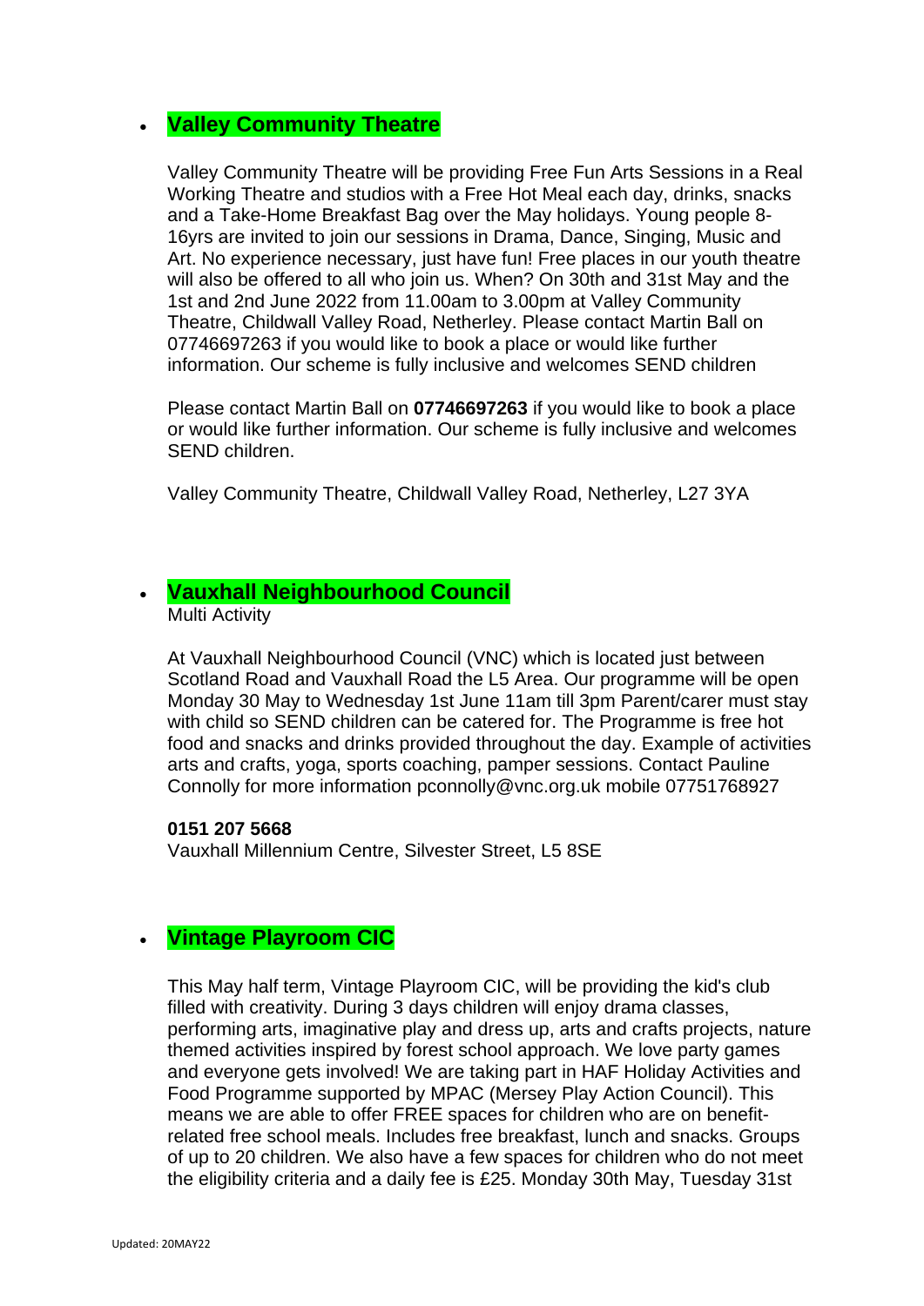- **Valley Community Theatre**

  Valley Community Theatre will be providing Free Fun Arts Sessions in a Real Working Theatre and studios with a Free Hot Meal each day, drinks, snacks and a Take-Home Breakfast Bag over the May holidays. Young people 8-16yrs are invited to join our sessions in Drama, Dance, Singing, Music and Art. No experience necessary, just have fun! Free places in our youth theatre will also be offered to all who join us. When? On 30th and 31st May and the 1st and 2nd June 2022 from 11.00am to 3.00pm at Valley Community Theatre, Childwall Valley Road, Netherley. Please contact Martin Ball on 07746697263 if you would like to book a place or would like further information. Our scheme is fully inclusive and welcomes SEND children

  Please contact Martin Ball on **07746697263** if you would like to book a place or would like further information. Our scheme is fully inclusive and welcomes SEND children.

  Valley Community Theatre, Childwall Valley Road, Netherley, L27 3YA

- **Vauxhall Neighbourhood Council**
  Multi Activity

  At Vauxhall Neighbourhood Council (VNC) which is located just between Scotland Road and Vauxhall Road the L5 Area. Our programme will be open Monday 30 May to Wednesday 1st June 11am till 3pm Parent/carer must stay with child so SEND children can be catered for. The Programme is free hot food and snacks and drinks provided throughout the day. Example of activities arts and crafts, yoga, sports coaching, pamper sessions. Contact Pauline Connolly for more information pconnolly@vnc.org.uk mobile 07751768927

  **0151 207 5668**
  Vauxhall Millennium Centre, Silvester Street, L5 8SE

- **Vintage Playroom CIC**

  This May half term, Vintage Playroom CIC, will be providing the kid's club filled with creativity. During 3 days children will enjoy drama classes, performing arts, imaginative play and dress up, arts and crafts projects, nature themed activities inspired by forest school approach. We love party games and everyone gets involved! We are taking part in HAF Holiday Activities and Food Programme supported by MPAC (Mersey Play Action Council). This means we are able to offer FREE spaces for children who are on benefit-related free school meals. Includes free breakfast, lunch and snacks. Groups of up to 20 children. We also have a few spaces for children who do not meet the eligibility criteria and a daily fee is £25. Monday 30th May, Tuesday 31st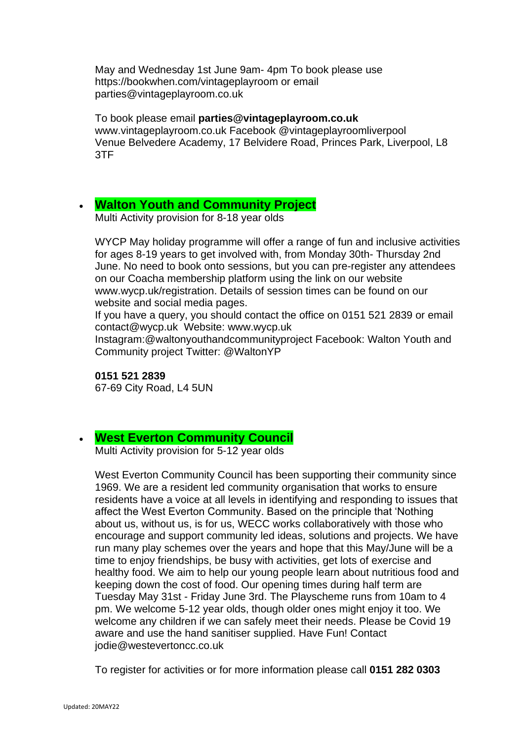May and Wednesday 1st June 9am- 4pm To book please use https://bookwhen.com/vintageplayroom or email parties@vintageplayroom.co.uk

To book please email **parties@vintageplayroom.co.uk**
www.vintageplayroom.co.uk Facebook @vintageplayroomliverpool
Venue Belvedere Academy, 17 Belvidere Road, Princes Park, Liverpool, L8 3TF

- **Walton Youth and Community Project**
  Multi Activity provision for 8-18 year olds

  WYCP May holiday programme will offer a range of fun and inclusive activities for ages 8-19 years to get involved with, from Monday 30th- Thursday 2nd June. No need to book onto sessions, but you can pre-register any attendees on our Coacha membership platform using the link on our website www.wycp.uk/registration. Details of session times can be found on our website and social media pages.
  If you have a query, you should contact the office on 0151 521 2839 or email contact@wycp.uk Website: www.wycp.uk
  Instagram:@waltonyouthandcommunityproject Facebook: Walton Youth and Community project Twitter: @WaltonYP

  **0151 521 2839**
  67-69 City Road, L4 5UN

- **West Everton Community Council**
  Multi Activity provision for 5-12 year olds

  West Everton Community Council has been supporting their community since 1969. We are a resident led community organisation that works to ensure residents have a voice at all levels in identifying and responding to issues that affect the West Everton Community. Based on the principle that 'Nothing about us, without us, is for us, WECC works collaboratively with those who encourage and support community led ideas, solutions and projects. We have run many play schemes over the years and hope that this May/June will be a time to enjoy friendships, be busy with activities, get lots of exercise and healthy food. We aim to help our young people learn about nutritious food and keeping down the cost of food. Our opening times during half term are Tuesday May 31st - Friday June 3rd. The Playscheme runs from 10am to 4 pm. We welcome 5-12 year olds, though older ones might enjoy it too. We welcome any children if we can safely meet their needs. Please be Covid 19 aware and use the hand sanitiser supplied. Have Fun! Contact jodie@westevertoncc.co.uk

  To register for activities or for more information please call **0151 282 0303**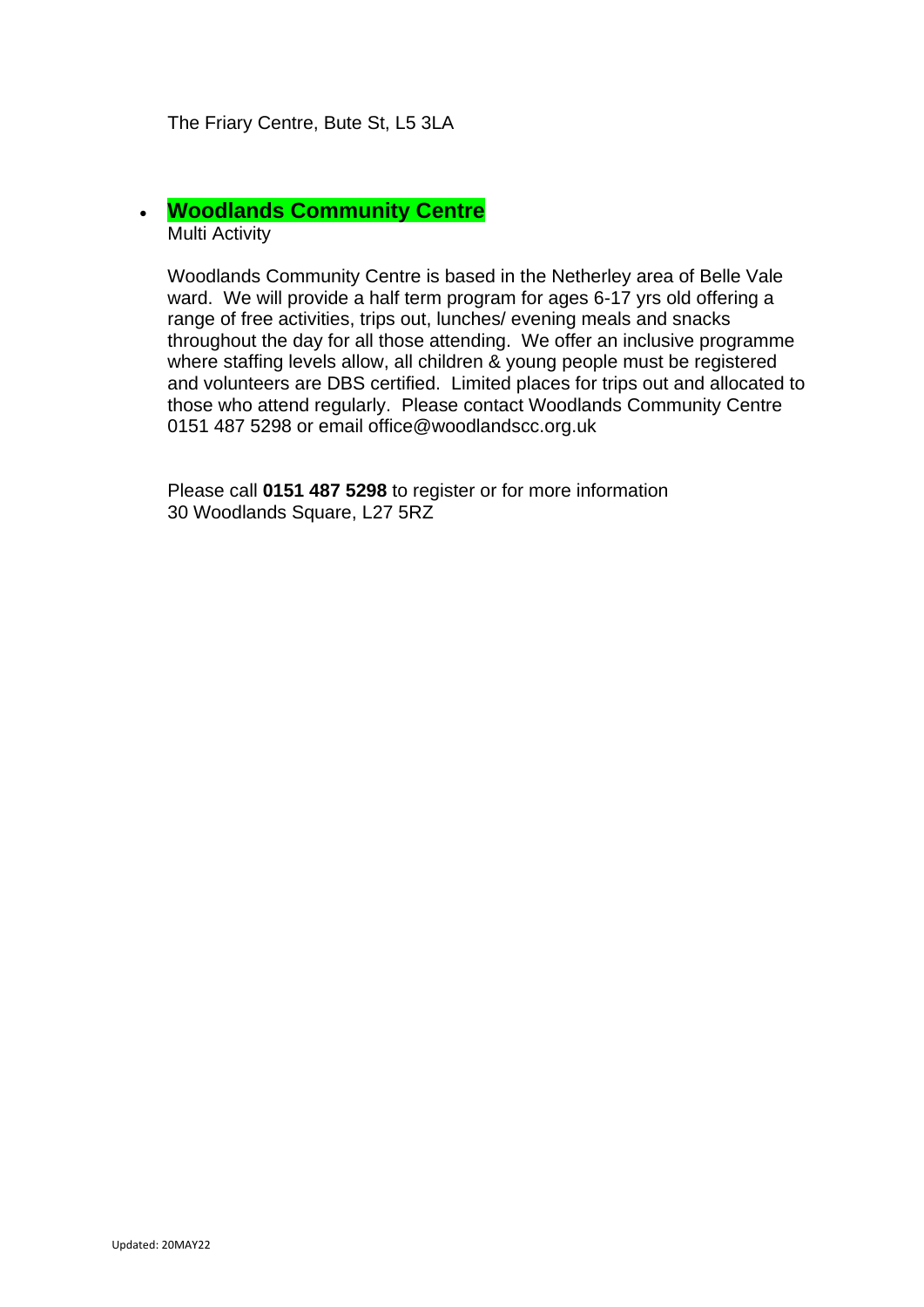The Friary Centre, Bute St, L5 3LA

- **Woodlands Community Centre**
  Multi Activity

  Woodlands Community Centre is based in the Netherley area of Belle Vale ward. We will provide a half term program for ages 6-17 yrs old offering a range of free activities, trips out, lunches/ evening meals and snacks throughout the day for all those attending. We offer an inclusive programme where staffing levels allow, all children & young people must be registered and volunteers are DBS certified. Limited places for trips out and allocated to those who attend regularly. Please contact Woodlands Community Centre 0151 487 5298 or email office@woodlandscc.org.uk

  Please call **0151 487 5298** to register or for more information
  30 Woodlands Square, L27 5RZ

Updated: 20MAY22